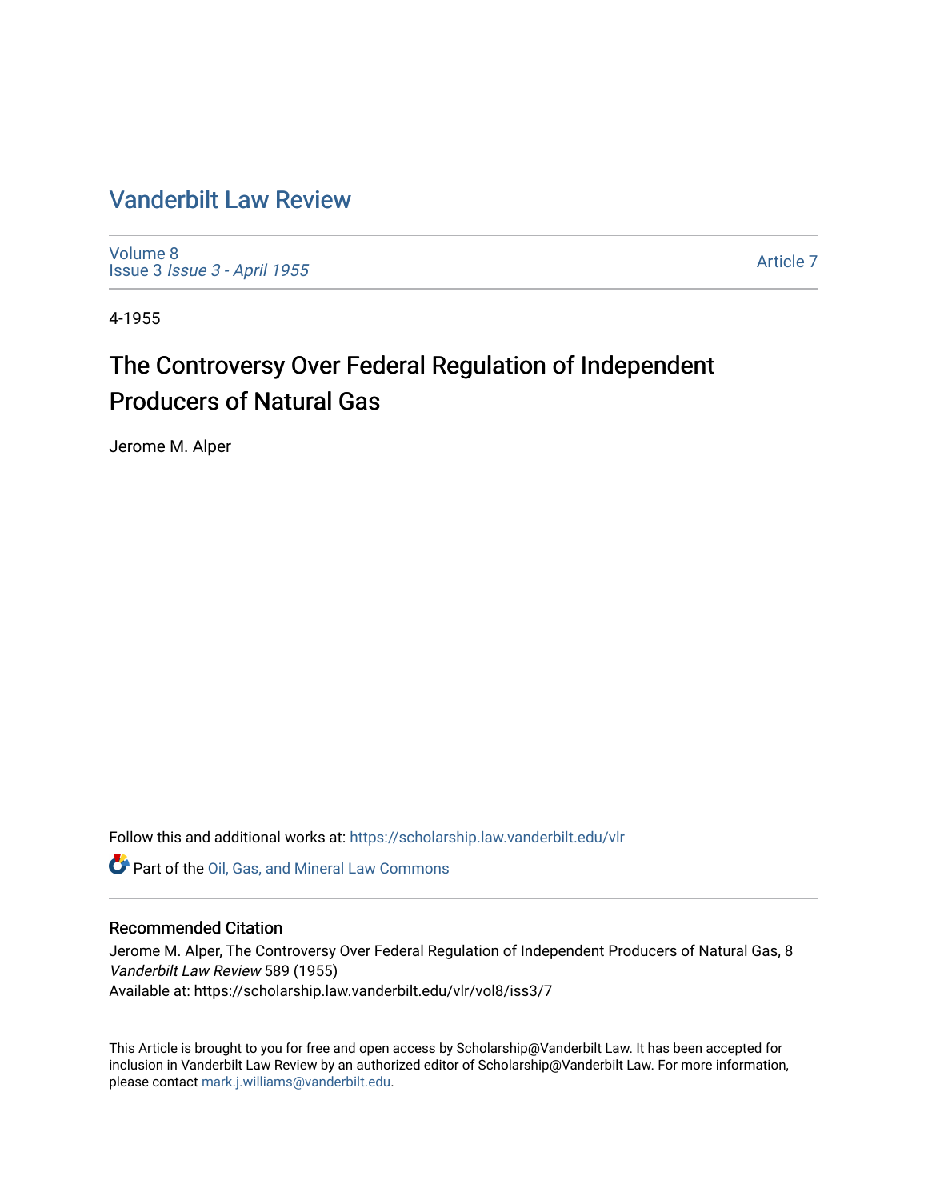# Vanderbilt Law Review

Volume 8
Issue 3 *Issue 3 - April 1955*

Article 7

4-1955

## The Controversy Over Federal Regulation of Independent Producers of Natural Gas

Jerome M. Alper

Follow this and additional works at: https://scholarship.law.vanderbilt.edu/vlr

Part of the Oil, Gas, and Mineral Law Commons

### Recommended Citation

Jerome M. Alper, The Controversy Over Federal Regulation of Independent Producers of Natural Gas, 8 *Vanderbilt Law Review* 589 (1955)
Available at: https://scholarship.law.vanderbilt.edu/vlr/vol8/iss3/7

This Article is brought to you for free and open access by Scholarship@Vanderbilt Law. It has been accepted for inclusion in Vanderbilt Law Review by an authorized editor of Scholarship@Vanderbilt Law. For more information, please contact mark.j.williams@vanderbilt.edu.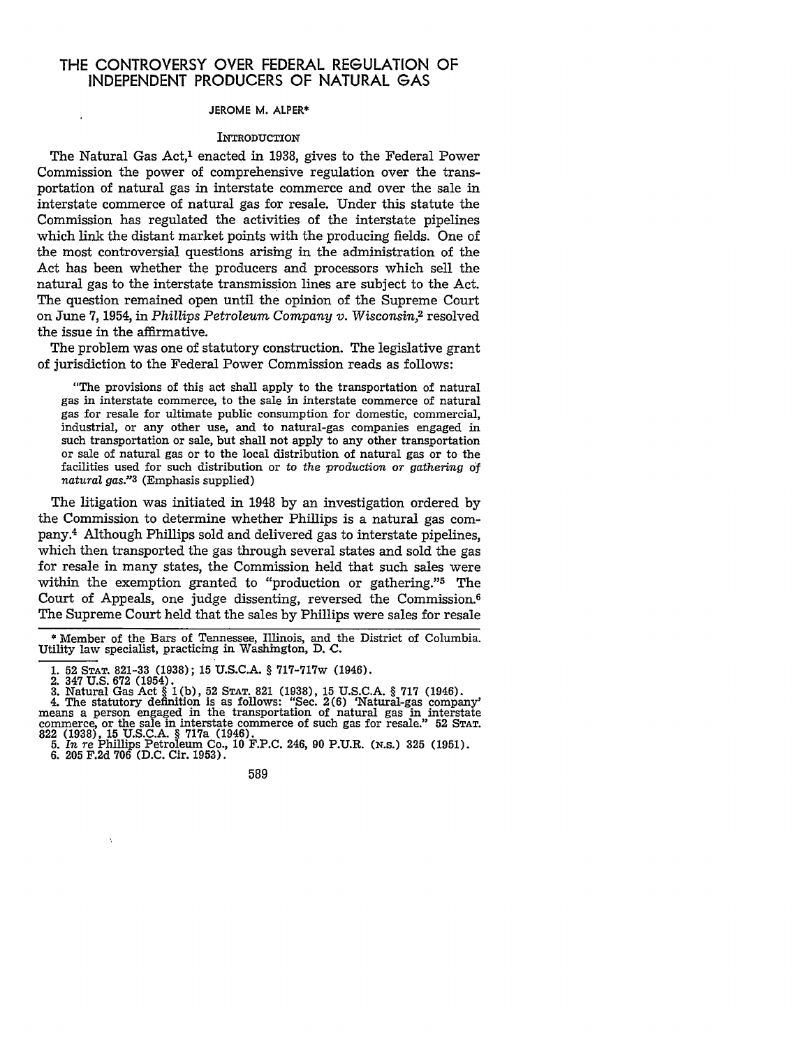# THE CONTROVERSY OVER FEDERAL REGULATION OF INDEPENDENT PRODUCERS OF NATURAL GAS

JEROME M. ALPER*

## INTRODUCTION

The Natural Gas Act,[1] enacted in 1938, gives to the Federal Power Commission the power of comprehensive regulation over the transportation of natural gas in interstate commerce and over the sale in interstate commerce of natural gas for resale. Under this statute the Commission has regulated the activities of the interstate pipelines which link the distant market points with the producing fields. One of the most controversial questions arising in the administration of the Act has been whether the producers and processors which sell the natural gas to the interstate transmission lines are subject to the Act. The question remained open until the opinion of the Supreme Court on June 7, 1954, in *Phillips Petroleum Company v. Wisconsin*,[2] resolved the issue in the affirmative.

The problem was one of statutory construction. The legislative grant of jurisdiction to the Federal Power Commission reads as follows:

> "The provisions of this act shall apply to the transportation of natural gas in interstate commerce, to the sale in interstate commerce of natural gas for resale for ultimate public consumption for domestic, commercial, industrial, or any other use, and to natural-gas companies engaged in such transportation or sale, but shall not apply to any other transportation or sale of natural gas or to the local distribution of natural gas or to the facilities used for such distribution or *to the production or gathering of natural gas*."[3] (Emphasis supplied)

The litigation was initiated in 1948 by an investigation ordered by the Commission to determine whether Phillips is a natural gas company.[4] Although Phillips sold and delivered gas to interstate pipelines, which then transported the gas through several states and sold the gas for resale in many states, the Commission held that such sales were within the exemption granted to "production or gathering."[5] The Court of Appeals, one judge dissenting, reversed the Commission.[6] The Supreme Court held that the sales by Phillips were sales for resale

---

\* Member of the Bars of Tennessee, Illinois, and the District of Columbia. Utility law specialist, practicing in Washington, D. C.

1. 52 STAT. 821-33 (1938); 15 U.S.C.A. § 717-717w (1946).
2. 347 U.S. 672 (1954).
3. Natural Gas Act § 1(b), 52 STAT. 821 (1938), 15 U.S.C.A. § 717 (1946).
4. The statutory definition is as follows: "Sec. 2(6) 'Natural-gas company' means a person engaged in the transportation of natural gas in interstate commerce, or the sale in interstate commerce of such gas for resale." 52 STAT. 822 (1938), 15 U.S.C.A. § 717a (1946).
5. *In re* Phillips Petroleum Co., 10 F.P.C. 246, 90 P.U.R. (N.S.) 325 (1951).
6. 205 F.2d 706 (D.C. Cir. 1953).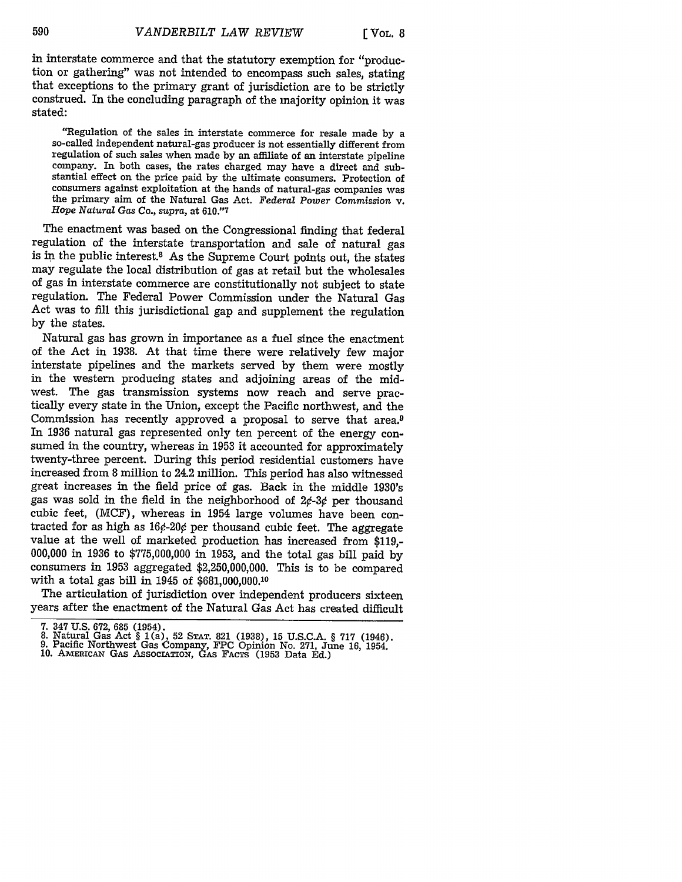in interstate commerce and that the statutory exemption for "production or gathering" was not intended to encompass such sales, stating that exceptions to the primary grant of jurisdiction are to be strictly construed. In the concluding paragraph of the majority opinion it was stated:

> "Regulation of the sales in interstate commerce for resale made by a so-called independent natural-gas producer is not essentially different from regulation of such sales when made by an affiliate of an interstate pipeline company. In both cases, the rates charged may have a direct and substantial effect on the price paid by the ultimate consumers. Protection of consumers against exploitation at the hands of natural-gas companies was the primary aim of the Natural Gas Act. *Federal Power Commission* v. *Hope Natural Gas Co., supra,* at 610."[7]

The enactment was based on the Congressional finding that federal regulation of the interstate transportation and sale of natural gas is in the public interest.[8] As the Supreme Court points out, the states may regulate the local distribution of gas at retail but the wholesales of gas in interstate commerce are constitutionally not subject to state regulation. The Federal Power Commission under the Natural Gas Act was to fill this jurisdictional gap and supplement the regulation by the states.

Natural gas has grown in importance as a fuel since the enactment of the Act in 1938. At that time there were relatively few major interstate pipelines and the markets served by them were mostly in the western producing states and adjoining areas of the midwest. The gas transmission systems now reach and serve practically every state in the Union, except the Pacific northwest, and the Commission has recently approved a proposal to serve that area.[9] In 1936 natural gas represented only ten percent of the energy consumed in the country, whereas in 1953 it accounted for approximately twenty-three percent. During this period residential customers have increased from 8 million to 24.2 million. This period has also witnessed great increases in the field price of gas. Back in the middle 1930's gas was sold in the field in the neighborhood of 2¢-3¢ per thousand cubic feet, (MCF), whereas in 1954 large volumes have been contracted for as high as 16¢-20¢ per thousand cubic feet. The aggregate value at the well of marketed production has increased from $119,000,000 in 1936 to $775,000,000 in 1953, and the total gas bill paid by consumers in 1953 aggregated $2,250,000,000. This is to be compared with a total gas bill in 1945 of $681,000,000.[10]

The articulation of jurisdiction over independent producers sixteen years after the enactment of the Natural Gas Act has created difficult

---

7. 347 U.S. 672, 685 (1954).
8. Natural Gas Act § 1(a), 52 STAT. 821 (1938), 15 U.S.C.A. § 717 (1946).
9. Pacific Northwest Gas Company, FPC Opinion No. 271, June 16, 1954.
10. AMERICAN GAS ASSOCIATION, GAS FACTS (1953 Data Ed.)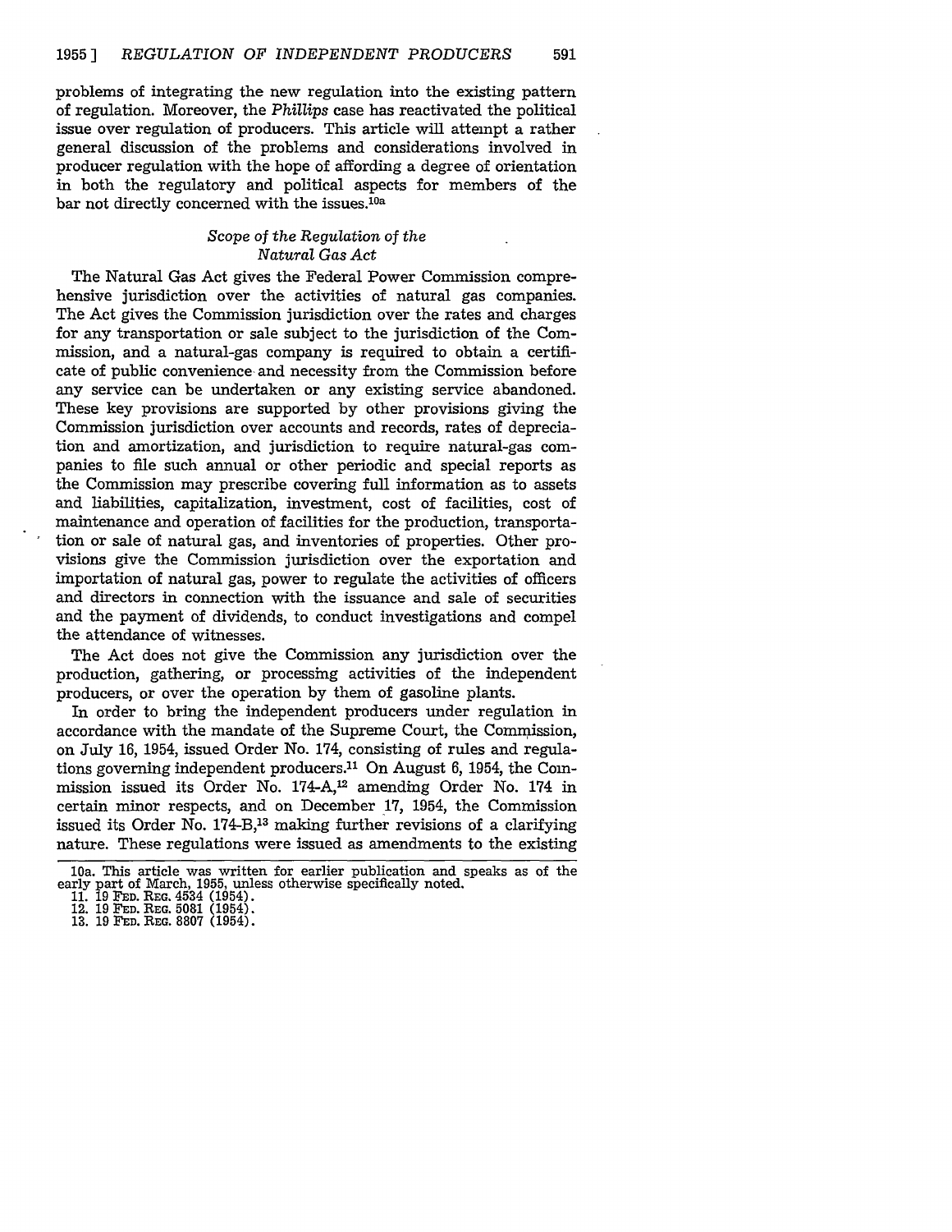problems of integrating the new regulation into the existing pattern of regulation. Moreover, the *Phillips* case has reactivated the political issue over regulation of producers. This article will attempt a rather general discussion of the problems and considerations involved in producer regulation with the hope of affording a degree of orientation in both the regulatory and political aspects for members of the bar not directly concerned with the issues.[10a]

### *Scope of the Regulation of the Natural Gas Act*

The Natural Gas Act gives the Federal Power Commission comprehensive jurisdiction over the activities of natural gas companies. The Act gives the Commission jurisdiction over the rates and charges for any transportation or sale subject to the jurisdiction of the Commission, and a natural-gas company is required to obtain a certificate of public convenience and necessity from the Commission before any service can be undertaken or any existing service abandoned. These key provisions are supported by other provisions giving the Commission jurisdiction over accounts and records, rates of depreciation and amortization, and jurisdiction to require natural-gas companies to file such annual or other periodic and special reports as the Commission may prescribe covering full information as to assets and liabilities, capitalization, investment, cost of facilities, cost of maintenance and operation of facilities for the production, transportation or sale of natural gas, and inventories of properties. Other provisions give the Commission jurisdiction over the exportation and importation of natural gas, power to regulate the activities of officers and directors in connection with the issuance and sale of securities and the payment of dividends, to conduct investigations and compel the attendance of witnesses.

The Act does not give the Commission any jurisdiction over the production, gathering, or processing activities of the independent producers, or over the operation by them of gasoline plants.

In order to bring the independent producers under regulation in accordance with the mandate of the Supreme Court, the Commission, on July 16, 1954, issued Order No. 174, consisting of rules and regulations governing independent producers.[11] On August 6, 1954, the Commission issued its Order No. 174-A,[12] amending Order No. 174 in certain minor respects, and on December 17, 1954, the Commission issued its Order No. 174-B,[13] making further revisions of a clarifying nature. These regulations were issued as amendments to the existing

10a. This article was written for earlier publication and speaks as of the early part of March, 1955, unless otherwise specifically noted.
11. 19 FED. REG. 4534 (1954).
12. 19 FED. REG. 5081 (1954).
13. 19 FED. REG. 8807 (1954).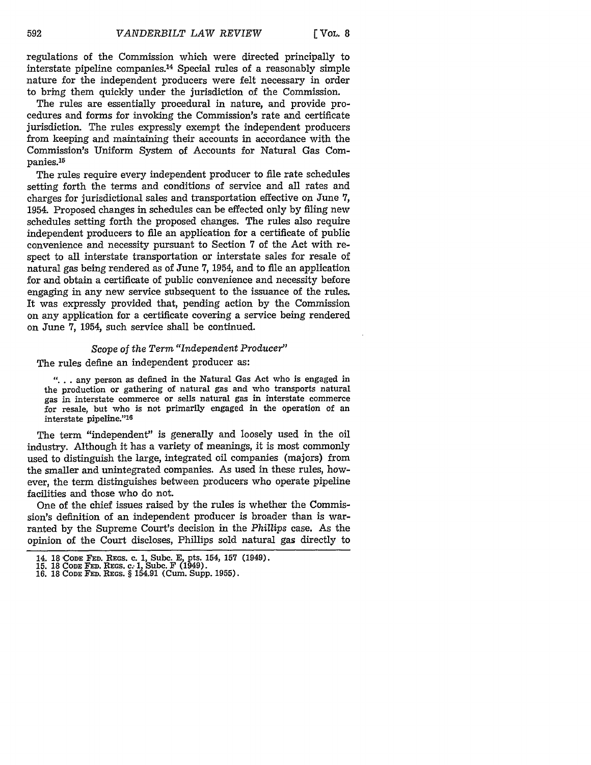regulations of the Commission which were directed principally to interstate pipeline companies.[14] Special rules of a reasonably simple nature for the independent producers were felt necessary in order to bring them quickly under the jurisdiction of the Commission.

The rules are essentially procedural in nature, and provide procedures and forms for invoking the Commission's rate and certificate jurisdiction. The rules expressly exempt the independent producers from keeping and maintaining their accounts in accordance with the Commission's Uniform System of Accounts for Natural Gas Companies.[15]

The rules require every independent producer to file rate schedules setting forth the terms and conditions of service and all rates and charges for jurisdictional sales and transportation effective on June 7, 1954. Proposed changes in schedules can be effected only by filing new schedules setting forth the proposed changes. The rules also require independent producers to file an application for a certificate of public convenience and necessity pursuant to Section 7 of the Act with respect to all interstate transportation or interstate sales for resale of natural gas being rendered as of June 7, 1954, and to file an application for and obtain a certificate of public convenience and necessity before engaging in any new service subsequent to the issuance of the rules. It was expressly provided that, pending action by the Commission on any application for a certificate covering a service being rendered on June 7, 1954, such service shall be continued.

### *Scope of the Term "Independent Producer"*

The rules define an independent producer as:

> ". . . any person as defined in the Natural Gas Act who is engaged in the production or gathering of natural gas and who transports natural gas in interstate commerce or sells natural gas in interstate commerce for resale, but who is not primarily engaged in the operation of an interstate pipeline."[16]

The term "independent" is generally and loosely used in the oil industry. Although it has a variety of meanings, it is most commonly used to distinguish the large, integrated oil companies (majors) from the smaller and unintegrated companies. As used in these rules, however, the term distinguishes between producers who operate pipeline facilities and those who do not.

One of the chief issues raised by the rules is whether the Commission's definition of an independent producer is broader than is warranted by the Supreme Court's decision in the *Phillips* case. As the opinion of the Court discloses, Phillips sold natural gas directly to

---

14. 18 CODE FED. REGS. c. 1, Subc. E, pts. 154, 157 (1949).
15. 18 CODE FED. REGS. c. 1, Subc. F (1949).
16. 18 CODE FED. REGS. § 154.91 (Cum. Supp. 1955).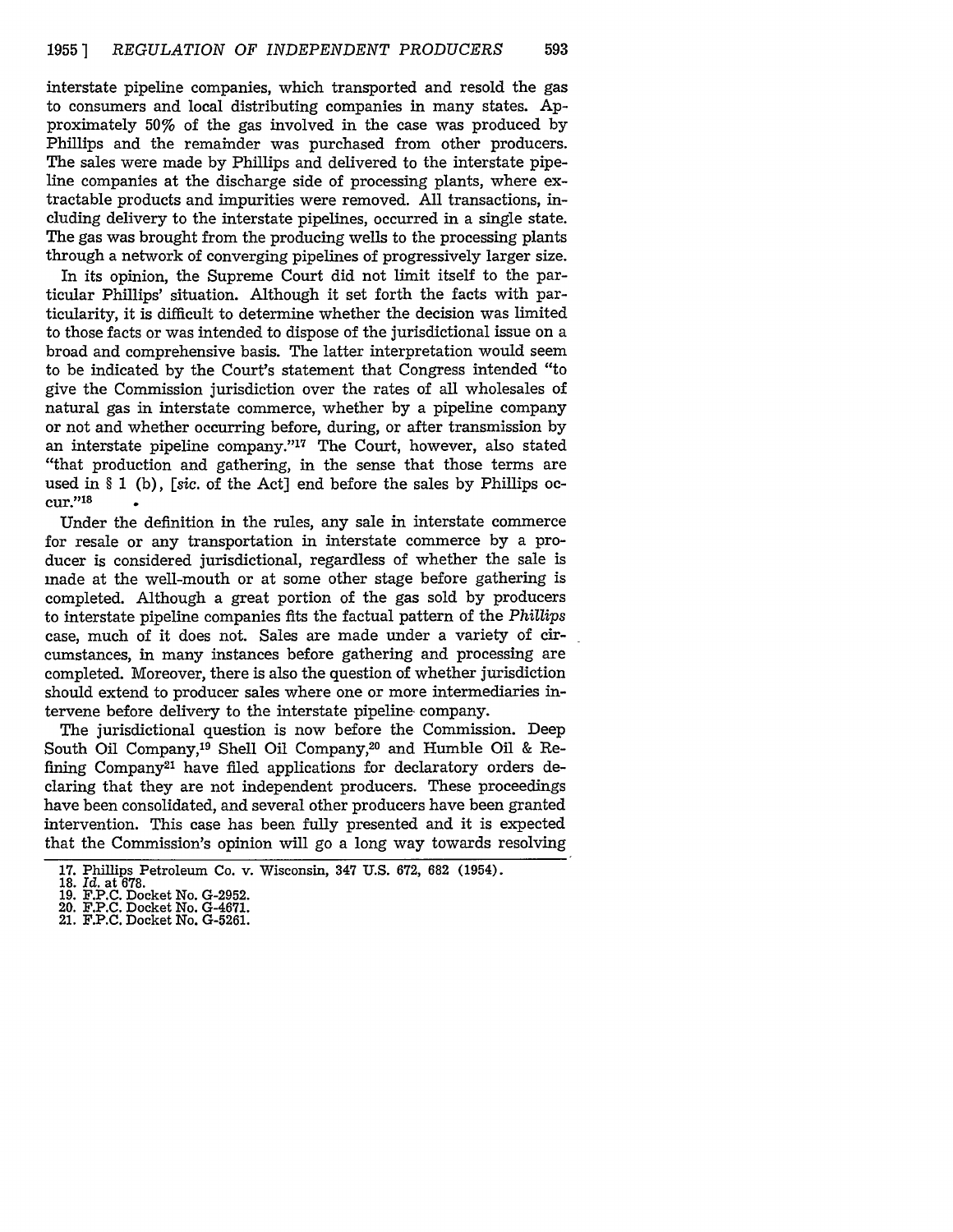interstate pipeline companies, which transported and resold the gas to consumers and local distributing companies in many states. Approximately 50% of the gas involved in the case was produced by Phillips and the remainder was purchased from other producers. The sales were made by Phillips and delivered to the interstate pipeline companies at the discharge side of processing plants, where extractable products and impurities were removed. All transactions, including delivery to the interstate pipelines, occurred in a single state. The gas was brought from the producing wells to the processing plants through a network of converging pipelines of progressively larger size.

In its opinion, the Supreme Court did not limit itself to the particular Phillips' situation. Although it set forth the facts with particularity, it is difficult to determine whether the decision was limited to those facts or was intended to dispose of the jurisdictional issue on a broad and comprehensive basis. The latter interpretation would seem to be indicated by the Court's statement that Congress intended "to give the Commission jurisdiction over the rates of all wholesales of natural gas in interstate commerce, whether by a pipeline company or not and whether occurring before, during, or after transmission by an interstate pipeline company."[17] The Court, however, also stated "that production and gathering, in the sense that those terms are used in § 1 (b), [*sic.* of the Act] end before the sales by Phillips occur."[18]

Under the definition in the rules, any sale in interstate commerce for resale or any transportation in interstate commerce by a producer is considered jurisdictional, regardless of whether the sale is made at the well-mouth or at some other stage before gathering is completed. Although a great portion of the gas sold by producers to interstate pipeline companies fits the factual pattern of the *Phillips* case, much of it does not. Sales are made under a variety of circumstances, in many instances before gathering and processing are completed. Moreover, there is also the question of whether jurisdiction should extend to producer sales where one or more intermediaries intervene before delivery to the interstate pipeline company.

The jurisdictional question is now before the Commission. Deep South Oil Company,[19] Shell Oil Company,[20] and Humble Oil & Refining Company[21] have filed applications for declaratory orders declaring that they are not independent producers. These proceedings have been consolidated, and several other producers have been granted intervention. This case has been fully presented and it is expected that the Commission's opinion will go a long way towards resolving

17. Phillips Petroleum Co. v. Wisconsin, 347 U.S. 672, 682 (1954).
18. *Id.* at 678.
19. F.P.C. Docket No. G-2952.
20. F.P.C. Docket No. G-4671.
21. F.P.C. Docket No. G-5261.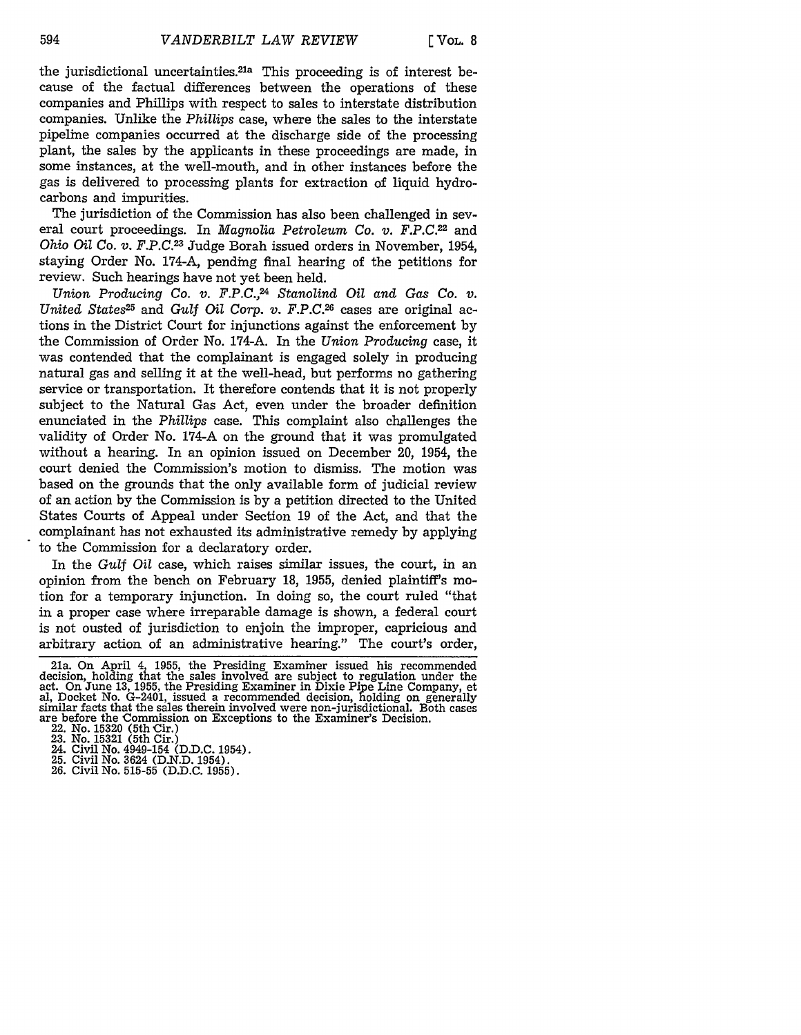the jurisdictional uncertainties.[21a] This proceeding is of interest because of the factual differences between the operations of these companies and Phillips with respect to sales to interstate distribution companies. Unlike the *Phillips* case, where the sales to the interstate pipeline companies occurred at the discharge side of the processing plant, the sales by the applicants in these proceedings are made, in some instances, at the well-mouth, and in other instances before the gas is delivered to processing plants for extraction of liquid hydrocarbons and impurities.

The jurisdiction of the Commission has also been challenged in several court proceedings. In *Magnolia Petroleum Co. v. F.P.C.*[22] and *Ohio Oil Co. v. F.P.C.*[23] Judge Borah issued orders in November, 1954, staying Order No. 174-A, pending final hearing of the petitions for review. Such hearings have not yet been held.

*Union Producing Co. v. F.P.C.*,[24] *Stanolind Oil and Gas Co. v. United States*[25] and *Gulf Oil Corp. v. F.P.C.*[26] cases are original actions in the District Court for injunctions against the enforcement by the Commission of Order No. 174-A. In the *Union Producing* case, it was contended that the complainant is engaged solely in producing natural gas and selling it at the well-head, but performs no gathering service or transportation. It therefore contends that it is not properly subject to the Natural Gas Act, even under the broader definition enunciated in the *Phillips* case. This complaint also challenges the validity of Order No. 174-A on the ground that it was promulgated without a hearing. In an opinion issued on December 20, 1954, the court denied the Commission's motion to dismiss. The motion was based on the grounds that the only available form of judicial review of an action by the Commission is by a petition directed to the United States Courts of Appeal under Section 19 of the Act, and that the complainant has not exhausted its administrative remedy by applying to the Commission for a declaratory order.

In the *Gulf Oil* case, which raises similar issues, the court, in an opinion from the bench on February 18, 1955, denied plaintiff's motion for a temporary injunction. In doing so, the court ruled "that in a proper case where irreparable damage is shown, a federal court is not ousted of jurisdiction to enjoin the improper, capricious and arbitrary action of an administrative hearing." The court's order,

---

21a. On April 4, 1955, the Presiding Examiner issued his recommended decision, holding that the sales involved are subject to regulation under the act. On June 13, 1955, the Presiding Examiner in Dixie Pipe Line Company, et al, Docket No. G-2401, issued a recommended decision, holding on generally similar facts that the sales therein involved were non-jurisdictional. Both cases are before the Commission on Exceptions to the Examiner's Decision.

22. No. 15320 (5th Cir.)

23. No. 15321 (5th Cir.)

24. Civil No. 4949-154 (D.D.C. 1954).

25. Civil No. 3624 (D.N.D. 1954).

26. Civil No. 515-55 (D.D.C. 1955).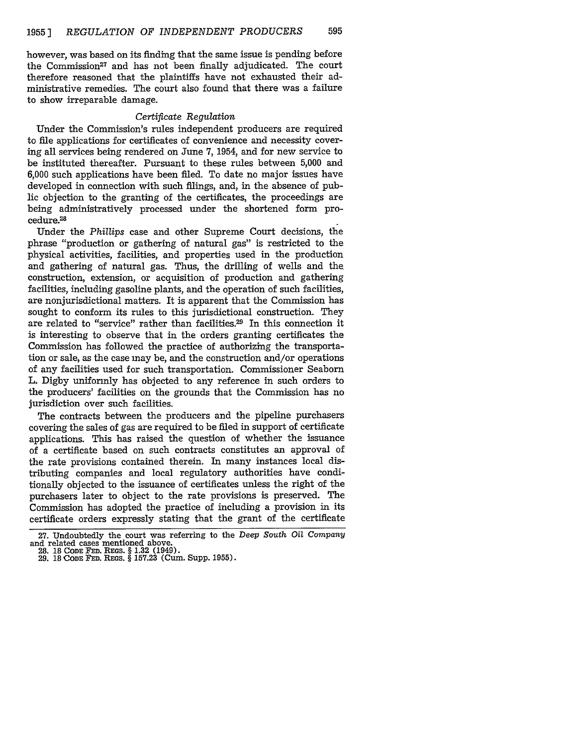however, was based on its finding that the same issue is pending before the Commission[27] and has not been finally adjudicated. The court therefore reasoned that the plaintiffs have not exhausted their administrative remedies. The court also found that there was a failure to show irreparable damage.

### *Certificate Regulation*

Under the Commission's rules independent producers are required to file applications for certificates of convenience and necessity covering all services being rendered on June 7, 1954, and for new service to be instituted thereafter. Pursuant to these rules between 5,000 and 6,000 such applications have been filed. To date no major issues have developed in connection with such filings, and, in the absence of public objection to the granting of the certificates, the proceedings are being administratively processed under the shortened form procedure.[28]

Under the *Phillips* case and other Supreme Court decisions, the phrase "production or gathering of natural gas" is restricted to the physical activities, facilities, and properties used in the production and gathering of natural gas. Thus, the drilling of wells and the construction, extension, or acquisition of production and gathering facilities, including gasoline plants, and the operation of such facilities, are nonjurisdictional matters. It is apparent that the Commission has sought to conform its rules to this jurisdictional construction. They are related to "service" rather than facilities.[29] In this connection it is interesting to observe that in the orders granting certificates the Commission has followed the practice of authorizing the transportation or sale, as the case may be, and the construction and/or operations of any facilities used for such transportation. Commissioner Seaborn L. Digby uniformly has objected to any reference in such orders to the producers' facilities on the grounds that the Commission has no jurisdiction over such facilities.

The contracts between the producers and the pipeline purchasers covering the sales of gas are required to be filed in support of certificate applications. This has raised the question of whether the issuance of a certificate based on such contracts constitutes an approval of the rate provisions contained therein. In many instances local distributing companies and local regulatory authorities have conditionally objected to the issuance of certificates unless the right of the purchasers later to object to the rate provisions is preserved. The Commission has adopted the practice of including a provision in its certificate orders expressly stating that the grant of the certificate

27. Undoubtedly the court was referring to the *Deep South Oil Company* and related cases mentioned above.
28. 18 CODE FED. REGS. § 1.32 (1949).
29. 18 CODE FED. REGS. § 157.23 (Cum. Supp. 1955).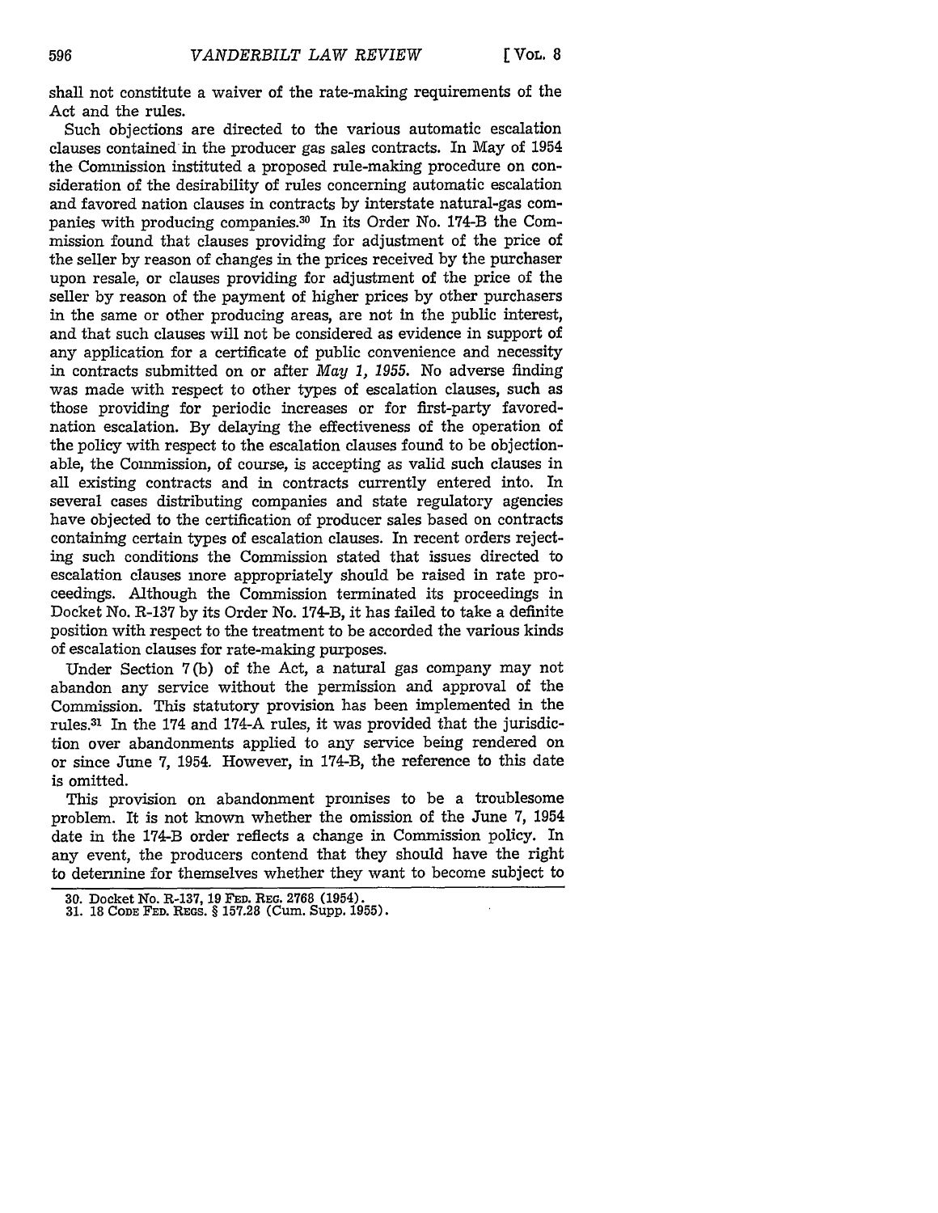shall not constitute a waiver of the rate-making requirements of the Act and the rules.

Such objections are directed to the various automatic escalation clauses contained in the producer gas sales contracts. In May of 1954 the Commission instituted a proposed rule-making procedure on consideration of the desirability of rules concerning automatic escalation and favored nation clauses in contracts by interstate natural-gas companies with producing companies.[30] In its Order No. 174-B the Commission found that clauses providing for adjustment of the price of the seller by reason of changes in the prices received by the purchaser upon resale, or clauses providing for adjustment of the price of the seller by reason of the payment of higher prices by other purchasers in the same or other producing areas, are not in the public interest, and that such clauses will not be considered as evidence in support of any application for a certificate of public convenience and necessity in contracts submitted on or after *May 1, 1955.* No adverse finding was made with respect to other types of escalation clauses, such as those providing for periodic increases or for first-party favored-nation escalation. By delaying the effectiveness of the operation of the policy with respect to the escalation clauses found to be objectionable, the Commission, of course, is accepting as valid such clauses in all existing contracts and in contracts currently entered into. In several cases distributing companies and state regulatory agencies have objected to the certification of producer sales based on contracts containing certain types of escalation clauses. In recent orders rejecting such conditions the Commission stated that issues directed to escalation clauses more appropriately should be raised in rate proceedings. Although the Commission terminated its proceedings in Docket No. R-137 by its Order No. 174-B, it has failed to take a definite position with respect to the treatment to be accorded the various kinds of escalation clauses for rate-making purposes.

Under Section 7(b) of the Act, a natural gas company may not abandon any service without the permission and approval of the Commission. This statutory provision has been implemented in the rules.[31] In the 174 and 174-A rules, it was provided that the jurisdiction over abandonments applied to any service being rendered on or since June 7, 1954. However, in 174-B, the reference to this date is omitted.

This provision on abandonment promises to be a troublesome problem. It is not known whether the omission of the June 7, 1954 date in the 174-B order reflects a change in Commission policy. In any event, the producers contend that they should have the right to determine for themselves whether they want to become subject to

---

30. Docket No. R-137, 19 FED. REG. 2768 (1954).
31. 18 CODE FED. REGS. § 157.28 (Cum. Supp. 1955).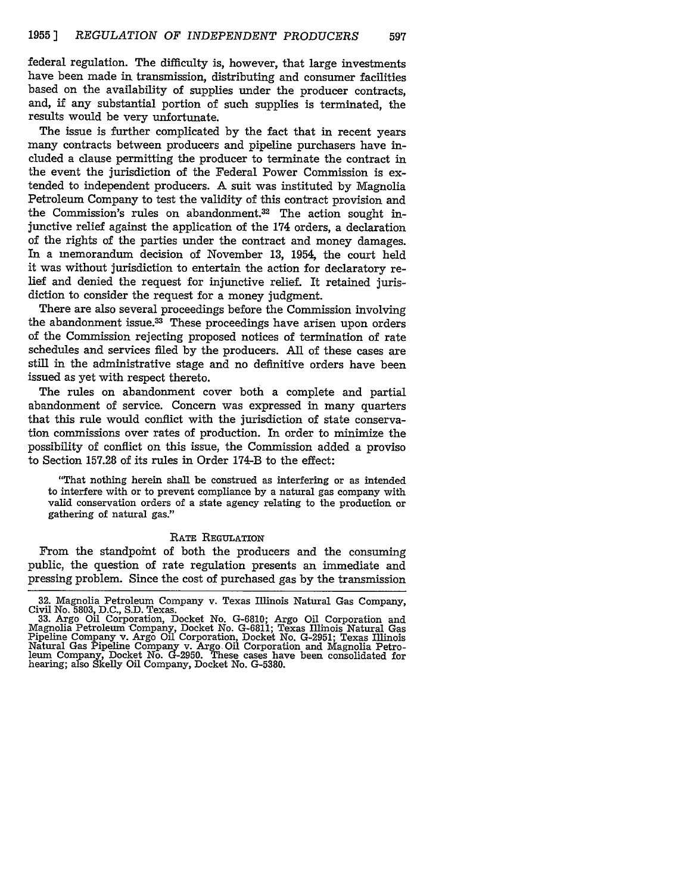federal regulation. The difficulty is, however, that large investments have been made in transmission, distributing and consumer facilities based on the availability of supplies under the producer contracts, and, if any substantial portion of such supplies is terminated, the results would be very unfortunate.

The issue is further complicated by the fact that in recent years many contracts between producers and pipeline purchasers have included a clause permitting the producer to terminate the contract in the event the jurisdiction of the Federal Power Commission is extended to independent producers. A suit was instituted by Magnolia Petroleum Company to test the validity of this contract provision and the Commission's rules on abandonment.[32] The action sought injunctive relief against the application of the 174 orders, a declaration of the rights of the parties under the contract and money damages. In a memorandum decision of November 13, 1954, the court held it was without jurisdiction to entertain the action for declaratory relief and denied the request for injunctive relief. It retained jurisdiction to consider the request for a money judgment.

There are also several proceedings before the Commission involving the abandonment issue.[33] These proceedings have arisen upon orders of the Commission rejecting proposed notices of termination of rate schedules and services filed by the producers. All of these cases are still in the administrative stage and no definitive orders have been issued as yet with respect thereto.

The rules on abandonment cover both a complete and partial abandonment of service. Concern was expressed in many quarters that this rule would conflict with the jurisdiction of state conservation commissions over rates of production. In order to minimize the possibility of conflict on this issue, the Commission added a proviso to Section 157.28 of its rules in Order 174-B to the effect:

> "That nothing herein shall be construed as interfering or as intended to interfere with or to prevent compliance by a natural gas company with valid conservation orders of a state agency relating to the production or gathering of natural gas."

## RATE REGULATION

From the standpoint of both the producers and the consuming public, the question of rate regulation presents an immediate and pressing problem. Since the cost of purchased gas by the transmission

---

32. Magnolia Petroleum Company v. Texas Illinois Natural Gas Company, Civil No. 5803, D.C., S.D. Texas.

33. Argo Oil Corporation, Docket No. G-6810; Argo Oil Corporation and Magnolia Petroleum Company, Docket No. G-6811; Texas Illinois Natural Gas Pipeline Company v. Argo Oil Corporation, Docket No. G-2951; Texas Illinois Natural Gas Pipeline Company v. Argo Oil Corporation and Magnolia Petroleum Company, Docket No. G-2950. These cases have been consolidated for hearing; also Skelly Oil Company, Docket No. G-5380.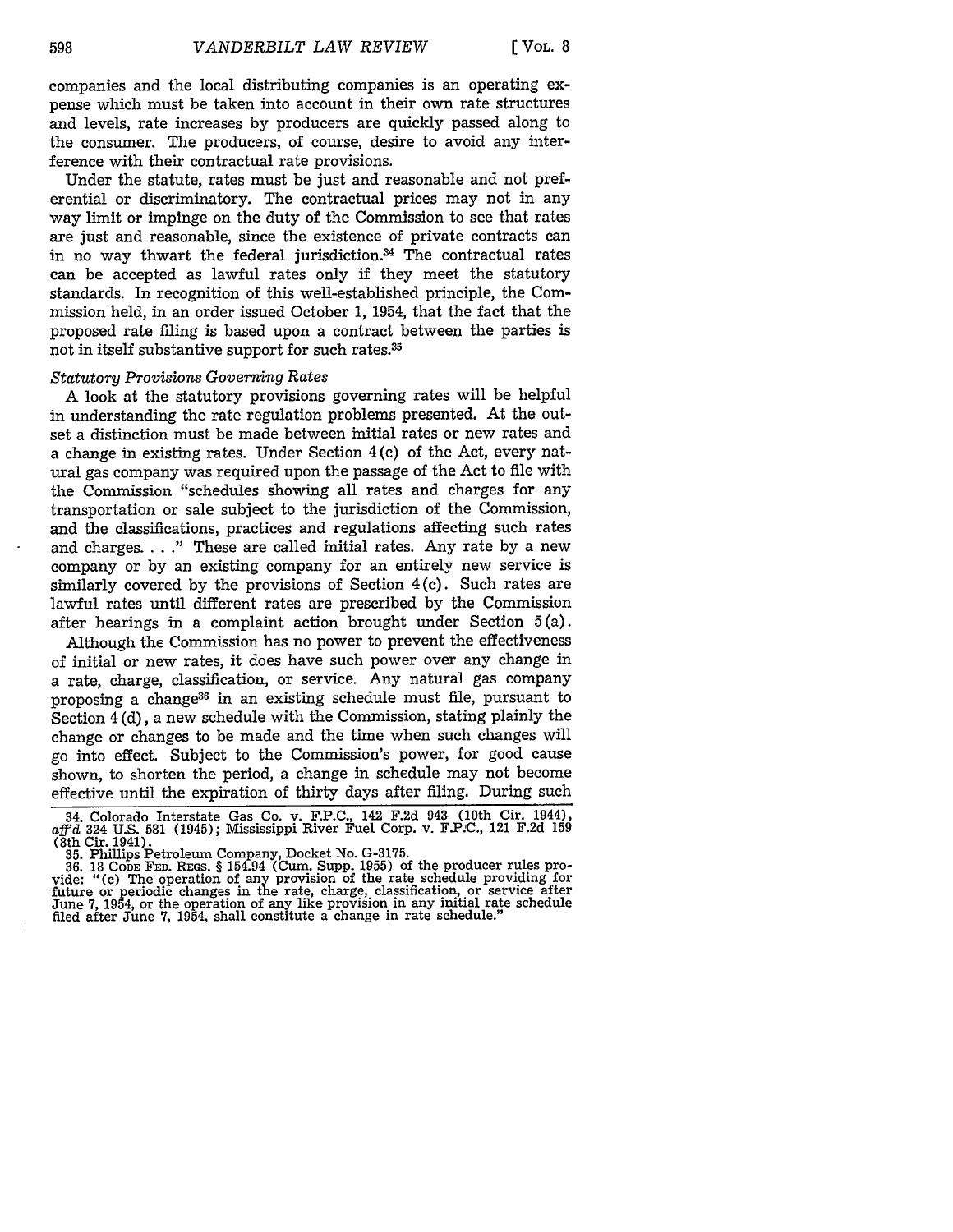companies and the local distributing companies is an operating expense which must be taken into account in their own rate structures and levels, rate increases by producers are quickly passed along to the consumer. The producers, of course, desire to avoid any interference with their contractual rate provisions.

Under the statute, rates must be just and reasonable and not preferential or discriminatory. The contractual prices may not in any way limit or impinge on the duty of the Commission to see that rates are just and reasonable, since the existence of private contracts can in no way thwart the federal jurisdiction.[34] The contractual rates can be accepted as lawful rates only if they meet the statutory standards. In recognition of this well-established principle, the Commission held, in an order issued October 1, 1954, that the fact that the proposed rate filing is based upon a contract between the parties is not in itself substantive support for such rates.[35]

*Statutory Provisions Governing Rates*

A look at the statutory provisions governing rates will be helpful in understanding the rate regulation problems presented. At the outset a distinction must be made between initial rates or new rates and a change in existing rates. Under Section 4(c) of the Act, every natural gas company was required upon the passage of the Act to file with the Commission "schedules showing all rates and charges for any transportation or sale subject to the jurisdiction of the Commission, and the classifications, practices and regulations affecting such rates and charges. . . ." These are called initial rates. Any rate by a new company or by an existing company for an entirely new service is similarly covered by the provisions of Section 4(c). Such rates are lawful rates until different rates are prescribed by the Commission after hearings in a complaint action brought under Section 5(a).

Although the Commission has no power to prevent the effectiveness of initial or new rates, it does have such power over any change in a rate, charge, classification, or service. Any natural gas company proposing a change[36] in an existing schedule must file, pursuant to Section 4(d), a new schedule with the Commission, stating plainly the change or changes to be made and the time when such changes will go into effect. Subject to the Commission's power, for good cause shown, to shorten the period, a change in schedule may not become effective until the expiration of thirty days after filing. During such

34. Colorado Interstate Gas Co. v. F.P.C., 142 F.2d 943 (10th Cir. 1944), *aff'd* 324 U.S. 581 (1945); Mississippi River Fuel Corp. v. F.P.C., 121 F.2d 159 (8th Cir. 1941).

35. Phillips Petroleum Company, Docket No. G-3175.

36. 18 CODE FED. REGS. § 154.94 (Cum. Supp. 1955) of the producer rules provide: "(c) The operation of any provision of the rate schedule providing for future or periodic changes in the rate, charge, classification, or service after June 7, 1954, or the operation of any like provision in any initial rate schedule filed after June 7, 1954, shall constitute a change in rate schedule."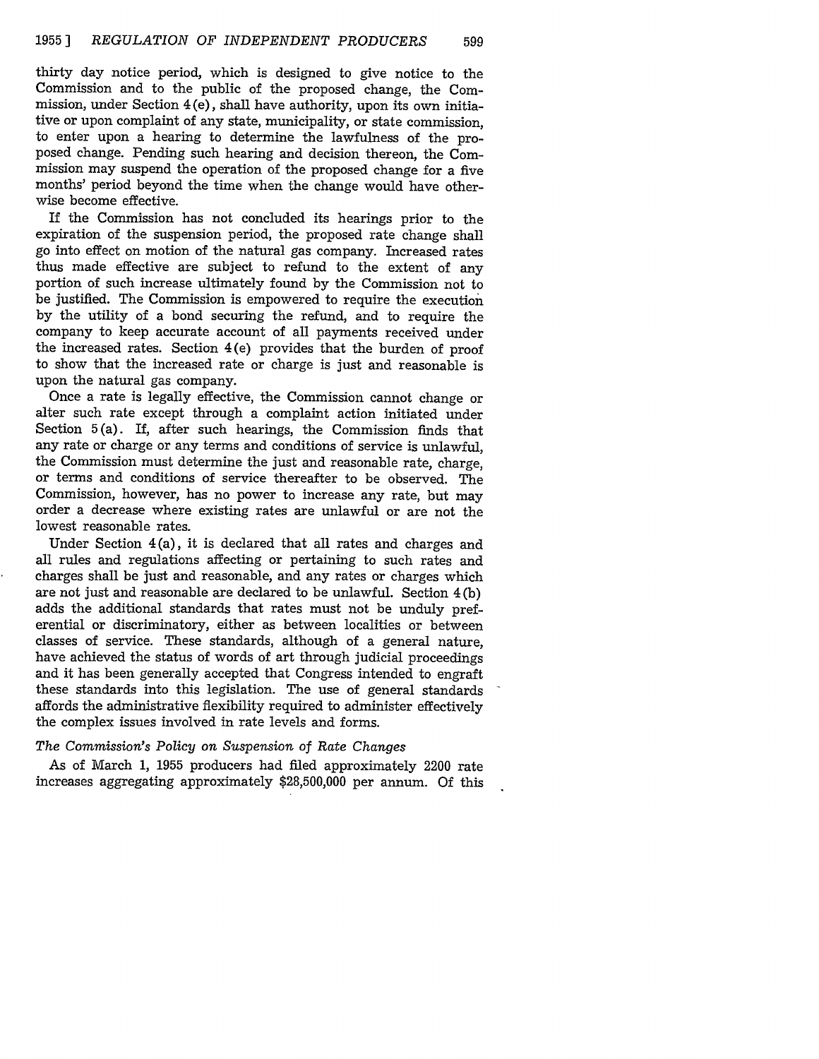thirty day notice period, which is designed to give notice to the Commission and to the public of the proposed change, the Commission, under Section 4(e), shall have authority, upon its own initiative or upon complaint of any state, municipality, or state commission, to enter upon a hearing to determine the lawfulness of the proposed change. Pending such hearing and decision thereon, the Commission may suspend the operation of the proposed change for a five months' period beyond the time when the change would have otherwise become effective.

If the Commission has not concluded its hearings prior to the expiration of the suspension period, the proposed rate change shall go into effect on motion of the natural gas company. Increased rates thus made effective are subject to refund to the extent of any portion of such increase ultimately found by the Commission not to be justified. The Commission is empowered to require the execution by the utility of a bond securing the refund, and to require the company to keep accurate account of all payments received under the increased rates. Section 4(e) provides that the burden of proof to show that the increased rate or charge is just and reasonable is upon the natural gas company.

Once a rate is legally effective, the Commission cannot change or alter such rate except through a complaint action initiated under Section 5(a). If, after such hearings, the Commission finds that any rate or charge or any terms and conditions of service is unlawful, the Commission must determine the just and reasonable rate, charge, or terms and conditions of service thereafter to be observed. The Commission, however, has no power to increase any rate, but may order a decrease where existing rates are unlawful or are not the lowest reasonable rates.

Under Section 4(a), it is declared that all rates and charges and all rules and regulations affecting or pertaining to such rates and charges shall be just and reasonable, and any rates or charges which are not just and reasonable are declared to be unlawful. Section 4(b) adds the additional standards that rates must not be unduly preferential or discriminatory, either as between localities or between classes of service. These standards, although of a general nature, have achieved the status of words of art through judicial proceedings and it has been generally accepted that Congress intended to engraft these standards into this legislation. The use of general standards affords the administrative flexibility required to administer effectively the complex issues involved in rate levels and forms.

### *The Commission's Policy on Suspension of Rate Changes*

As of March 1, 1955 producers had filed approximately 2200 rate increases aggregating approximately $28,500,000 per annum. Of this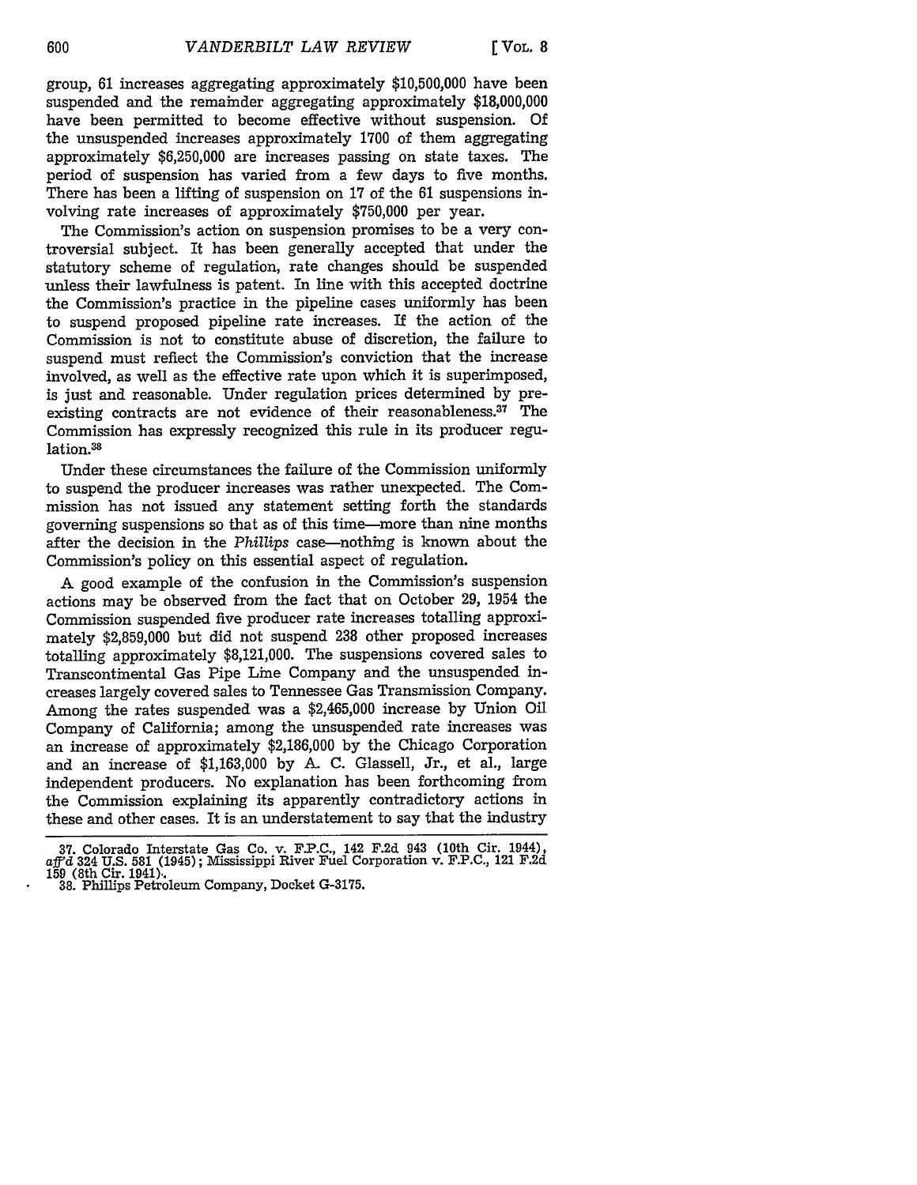group, 61 increases aggregating approximately $10,500,000 have been suspended and the remainder aggregating approximately $18,000,000 have been permitted to become effective without suspension. Of the unsuspended increases approximately 1700 of them aggregating approximately $6,250,000 are increases passing on state taxes. The period of suspension has varied from a few days to five months. There has been a lifting of suspension on 17 of the 61 suspensions involving rate increases of approximately $750,000 per year.

The Commission's action on suspension promises to be a very controversial subject. It has been generally accepted that under the statutory scheme of regulation, rate changes should be suspended unless their lawfulness is patent. In line with this accepted doctrine the Commission's practice in the pipeline cases uniformly has been to suspend proposed pipeline rate increases. If the action of the Commission is not to constitute abuse of discretion, the failure to suspend must reflect the Commission's conviction that the increase involved, as well as the effective rate upon which it is superimposed, is just and reasonable. Under regulation prices determined by preexisting contracts are not evidence of their reasonableness.[37] The Commission has expressly recognized this rule in its producer regulation.[38]

Under these circumstances the failure of the Commission uniformly to suspend the producer increases was rather unexpected. The Commission has not issued any statement setting forth the standards governing suspensions so that as of this time—more than nine months after the decision in the *Phillips* case—nothing is known about the Commission's policy on this essential aspect of regulation.

A good example of the confusion in the Commission's suspension actions may be observed from the fact that on October 29, 1954 the Commission suspended five producer rate increases totalling approximately $2,859,000 but did not suspend 238 other proposed increases totalling approximately $8,121,000. The suspensions covered sales to Transcontinental Gas Pipe Line Company and the unsuspended increases largely covered sales to Tennessee Gas Transmission Company. Among the rates suspended was a $2,465,000 increase by Union Oil Company of California; among the unsuspended rate increases was an increase of approximately $2,186,000 by the Chicago Corporation and an increase of $1,163,000 by A. C. Glassell, Jr., et al., large independent producers. No explanation has been forthcoming from the Commission explaining its apparently contradictory actions in these and other cases. It is an understatement to say that the industry

37. Colorado Interstate Gas Co. v. F.P.C., 142 F.2d 943 (10th Cir. 1944), *aff'd* 324 U.S. 581 (1945); Mississippi River Fuel Corporation v. F.P.C., 121 F.2d 159 (8th Cir. 1941).

38. Phillips Petroleum Company, Docket G-3175.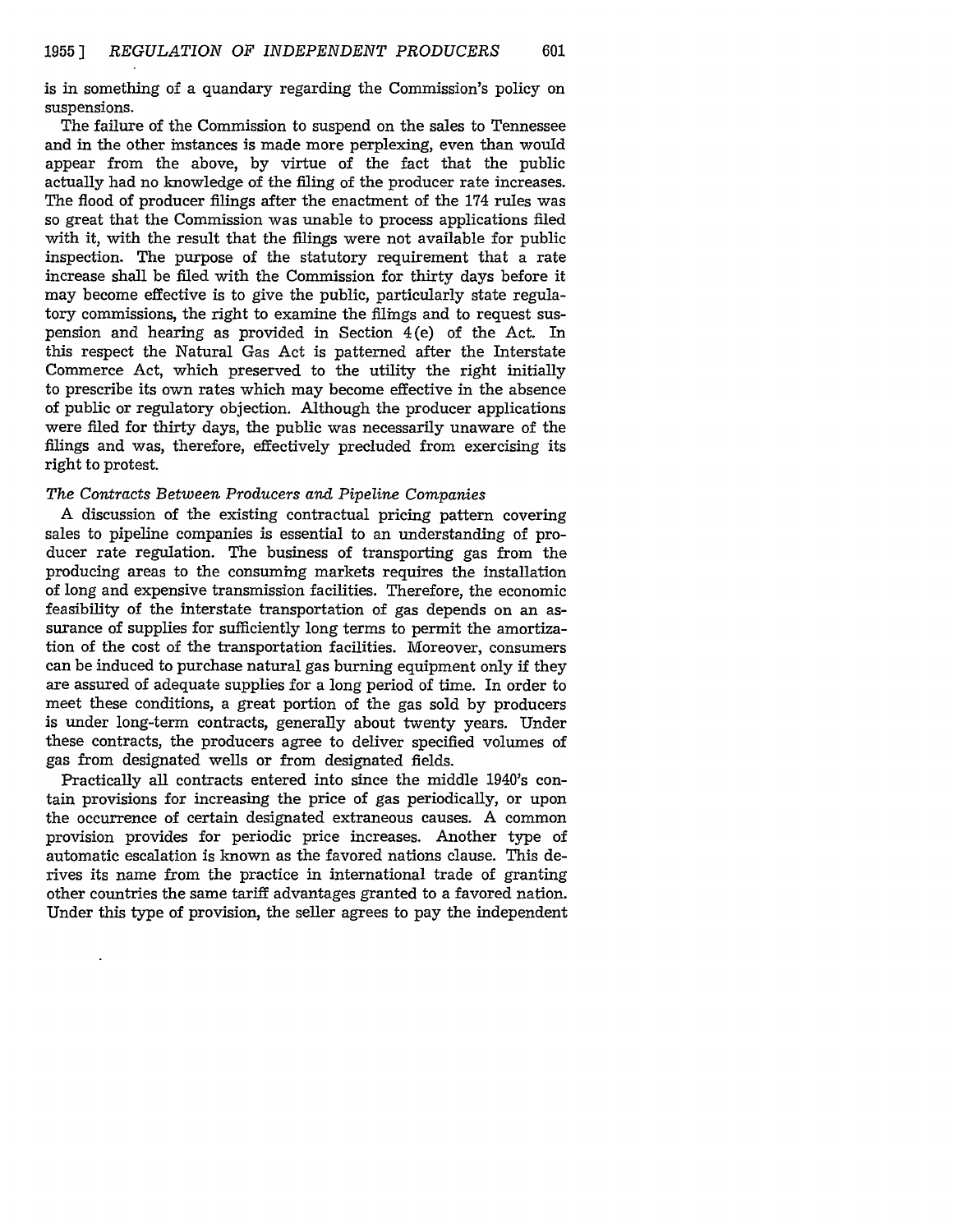is in something of a quandary regarding the Commission's policy on suspensions.

The failure of the Commission to suspend on the sales to Tennessee and in the other instances is made more perplexing, even than would appear from the above, by virtue of the fact that the public actually had no knowledge of the filing of the producer rate increases. The flood of producer filings after the enactment of the 174 rules was so great that the Commission was unable to process applications filed with it, with the result that the filings were not available for public inspection. The purpose of the statutory requirement that a rate increase shall be filed with the Commission for thirty days before it may become effective is to give the public, particularly state regulatory commissions, the right to examine the filings and to request suspension and hearing as provided in Section 4(e) of the Act. In this respect the Natural Gas Act is patterned after the Interstate Commerce Act, which preserved to the utility the right initially to prescribe its own rates which may become effective in the absence of public or regulatory objection. Although the producer applications were filed for thirty days, the public was necessarily unaware of the filings and was, therefore, effectively precluded from exercising its right to protest.

*The Contracts Between Producers and Pipeline Companies*

A discussion of the existing contractual pricing pattern covering sales to pipeline companies is essential to an understanding of producer rate regulation. The business of transporting gas from the producing areas to the consuming markets requires the installation of long and expensive transmission facilities. Therefore, the economic feasibility of the interstate transportation of gas depends on an assurance of supplies for sufficiently long terms to permit the amortization of the cost of the transportation facilities. Moreover, consumers can be induced to purchase natural gas burning equipment only if they are assured of adequate supplies for a long period of time. In order to meet these conditions, a great portion of the gas sold by producers is under long-term contracts, generally about twenty years. Under these contracts, the producers agree to deliver specified volumes of gas from designated wells or from designated fields.

Practically all contracts entered into since the middle 1940's contain provisions for increasing the price of gas periodically, or upon the occurrence of certain designated extraneous causes. A common provision provides for periodic price increases. Another type of automatic escalation is known as the favored nations clause. This derives its name from the practice in international trade of granting other countries the same tariff advantages granted to a favored nation. Under this type of provision, the seller agrees to pay the independent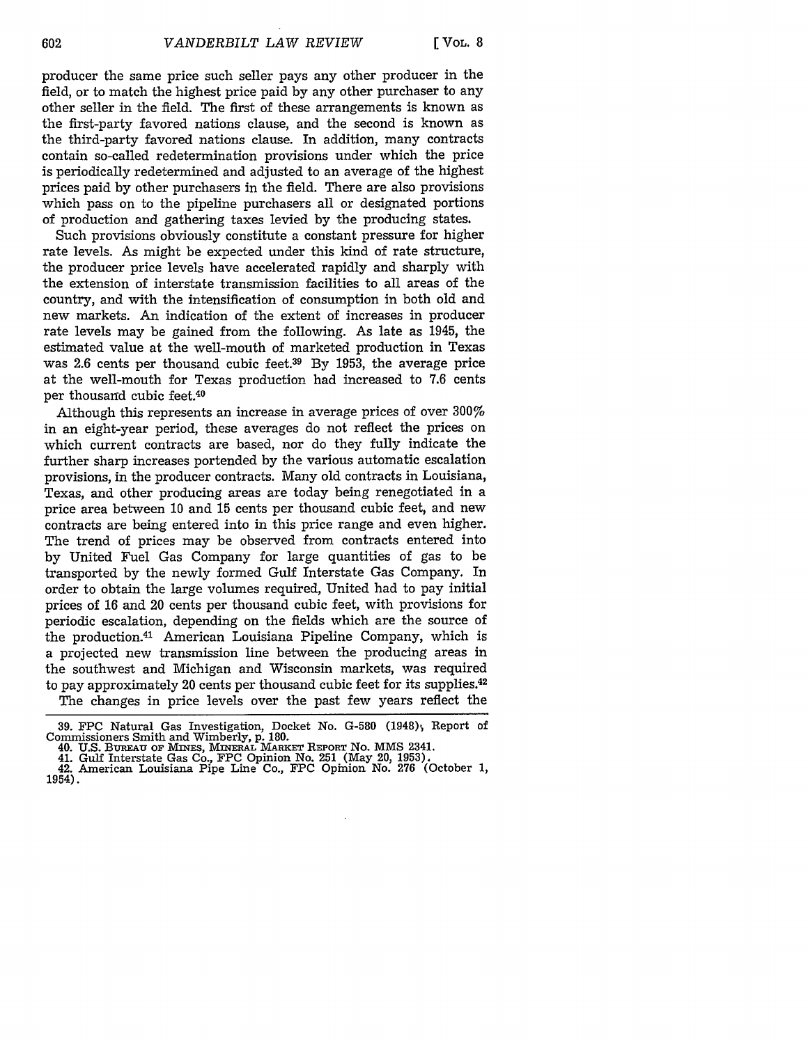producer the same price such seller pays any other producer in the field, or to match the highest price paid by any other purchaser to any other seller in the field. The first of these arrangements is known as the first-party favored nations clause, and the second is known as the third-party favored nations clause. In addition, many contracts contain so-called redetermination provisions under which the price is periodically redetermined and adjusted to an average of the highest prices paid by other purchasers in the field. There are also provisions which pass on to the pipeline purchasers all or designated portions of production and gathering taxes levied by the producing states.

Such provisions obviously constitute a constant pressure for higher rate levels. As might be expected under this kind of rate structure, the producer price levels have accelerated rapidly and sharply with the extension of interstate transmission facilities to all areas of the country, and with the intensification of consumption in both old and new markets. An indication of the extent of increases in producer rate levels may be gained from the following. As late as 1945, the estimated value at the well-mouth of marketed production in Texas was 2.6 cents per thousand cubic feet.[39] By 1953, the average price at the well-mouth for Texas production had increased to 7.6 cents per thousand cubic feet.[40]

Although this represents an increase in average prices of over 300% in an eight-year period, these averages do not reflect the prices on which current contracts are based, nor do they fully indicate the further sharp increases portended by the various automatic escalation provisions, in the producer contracts. Many old contracts in Louisiana, Texas, and other producing areas are today being renegotiated in a price area between 10 and 15 cents per thousand cubic feet, and new contracts are being entered into in this price range and even higher. The trend of prices may be observed from contracts entered into by United Fuel Gas Company for large quantities of gas to be transported by the newly formed Gulf Interstate Gas Company. In order to obtain the large volumes required, United had to pay initial prices of 16 and 20 cents per thousand cubic feet, with provisions for periodic escalation, depending on the fields which are the source of the production.[41] American Louisiana Pipeline Company, which is a projected new transmission line between the producing areas in the southwest and Michigan and Wisconsin markets, was required to pay approximately 20 cents per thousand cubic feet for its supplies.[42]

The changes in price levels over the past few years reflect the

39. FPC Natural Gas Investigation, Docket No. G-580 (1948), Report of Commissioners Smith and Wimberly, p. 180.
40. U.S. BUREAU OF MINES, MINERAL MARKET REPORT No. MMS 2341.
41. Gulf Interstate Gas Co., FPC Opinion No. 251 (May 20, 1953).
42. American Louisiana Pipe Line Co., FPC Opinion No. 276 (October 1, 1954).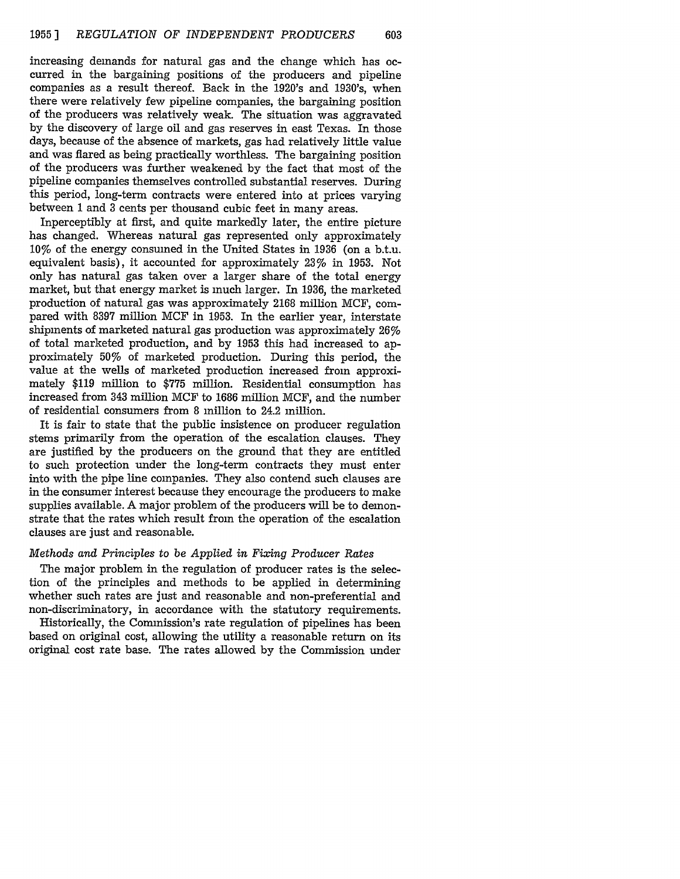increasing demands for natural gas and the change which has occurred in the bargaining positions of the producers and pipeline companies as a result thereof. Back in the 1920's and 1930's, when there were relatively few pipeline companies, the bargaining position of the producers was relatively weak. The situation was aggravated by the discovery of large oil and gas reserves in east Texas. In those days, because of the absence of markets, gas had relatively little value and was flared as being practically worthless. The bargaining position of the producers was further weakened by the fact that most of the pipeline companies themselves controlled substantial reserves. During this period, long-term contracts were entered into at prices varying between 1 and 3 cents per thousand cubic feet in many areas.

Inperceptibly at first, and quite markedly later, the entire picture has changed. Whereas natural gas represented only approximately 10% of the energy consumed in the United States in 1936 (on a b.t.u. equivalent basis), it accounted for approximately 23% in 1953. Not only has natural gas taken over a larger share of the total energy market, but that energy market is much larger. In 1936, the marketed production of natural gas was approximately 2168 million MCF, compared with 8397 million MCF in 1953. In the earlier year, interstate shipments of marketed natural gas production was approximately 26% of total marketed production, and by 1953 this had increased to approximately 50% of marketed production. During this period, the value at the wells of marketed production increased from approximately $119 million to $775 million. Residential consumption has increased from 343 million MCF to 1686 million MCF, and the number of residential consumers from 8 million to 24.2 million.

It is fair to state that the public insistence on producer regulation stems primarily from the operation of the escalation clauses. They are justified by the producers on the ground that they are entitled to such protection under the long-term contracts they must enter into with the pipe line companies. They also contend such clauses are in the consumer interest because they encourage the producers to make supplies available. A major problem of the producers will be to demonstrate that the rates which result from the operation of the escalation clauses are just and reasonable.

### *Methods and Principles to be Applied in Fixing Producer Rates*

The major problem in the regulation of producer rates is the selection of the principles and methods to be applied in determining whether such rates are just and reasonable and non-preferential and non-discriminatory, in accordance with the statutory requirements.

Historically, the Commission's rate regulation of pipelines has been based on original cost, allowing the utility a reasonable return on its original cost rate base. The rates allowed by the Commission under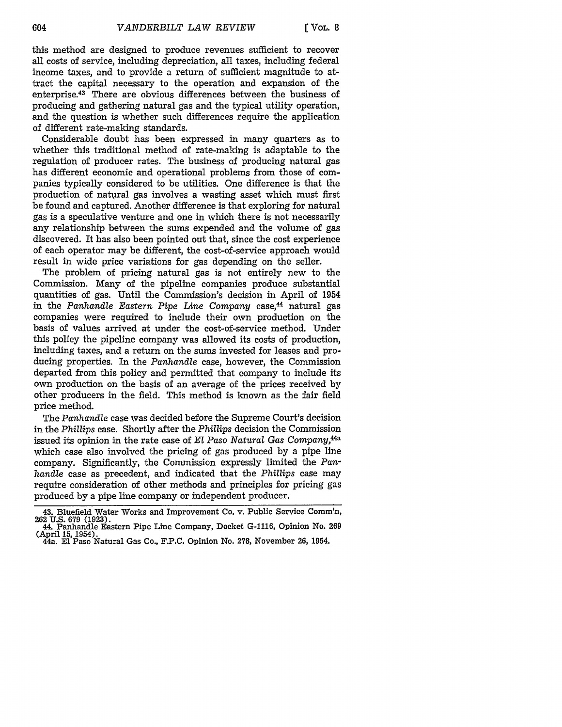this method are designed to produce revenues sufficient to recover all costs of service, including depreciation, all taxes, including federal income taxes, and to provide a return of sufficient magnitude to attract the capital necessary to the operation and expansion of the enterprise.[43] There are obvious differences between the business of producing and gathering natural gas and the typical utility operation, and the question is whether such differences require the application of different rate-making standards.

Considerable doubt has been expressed in many quarters as to whether this traditional method of rate-making is adaptable to the regulation of producer rates. The business of producing natural gas has different economic and operational problems from those of companies typically considered to be utilities. One difference is that the production of natural gas involves a wasting asset which must first be found and captured. Another difference is that exploring for natural gas is a speculative venture and one in which there is not necessarily any relationship between the sums expended and the volume of gas discovered. It has also been pointed out that, since the cost experience of each operator may be different, the cost-of-service approach would result in wide price variations for gas depending on the seller.

The problem of pricing natural gas is not entirely new to the Commission. Many of the pipeline companies produce substantial quantities of gas. Until the Commission's decision in April of 1954 in the *Panhandle Eastern Pipe Line Company* case,[44] natural gas companies were required to include their own production on the basis of values arrived at under the cost-of-service method. Under this policy the pipeline company was allowed its costs of production, including taxes, and a return on the sums invested for leases and producing properties. In the *Panhandle* case, however, the Commission departed from this policy and permitted that company to include its own production on the basis of an average of the prices received by other producers in the field. This method is known as the fair field price method.

The *Panhandle* case was decided before the Supreme Court's decision in the *Phillips* case. Shortly after the *Phillips* decision the Commission issued its opinion in the rate case of *El Paso Natural Gas Company*,[44a] which case also involved the pricing of gas produced by a pipe line company. Significantly, the Commission expressly limited the *Panhandle* case as precedent, and indicated that the *Phillips* case may require consideration of other methods and principles for pricing gas produced by a pipe line company or independent producer.

---

43. Bluefield Water Works and Improvement Co. v. Public Service Comm'n, 262 U.S. 679 (1923).

44. Panhandle Eastern Pipe Line Company, Docket G-1116, Opinion No. 269 (April 15, 1954).

44a. El Paso Natural Gas Co., F.P.C. Opinion No. 278, November 26, 1954.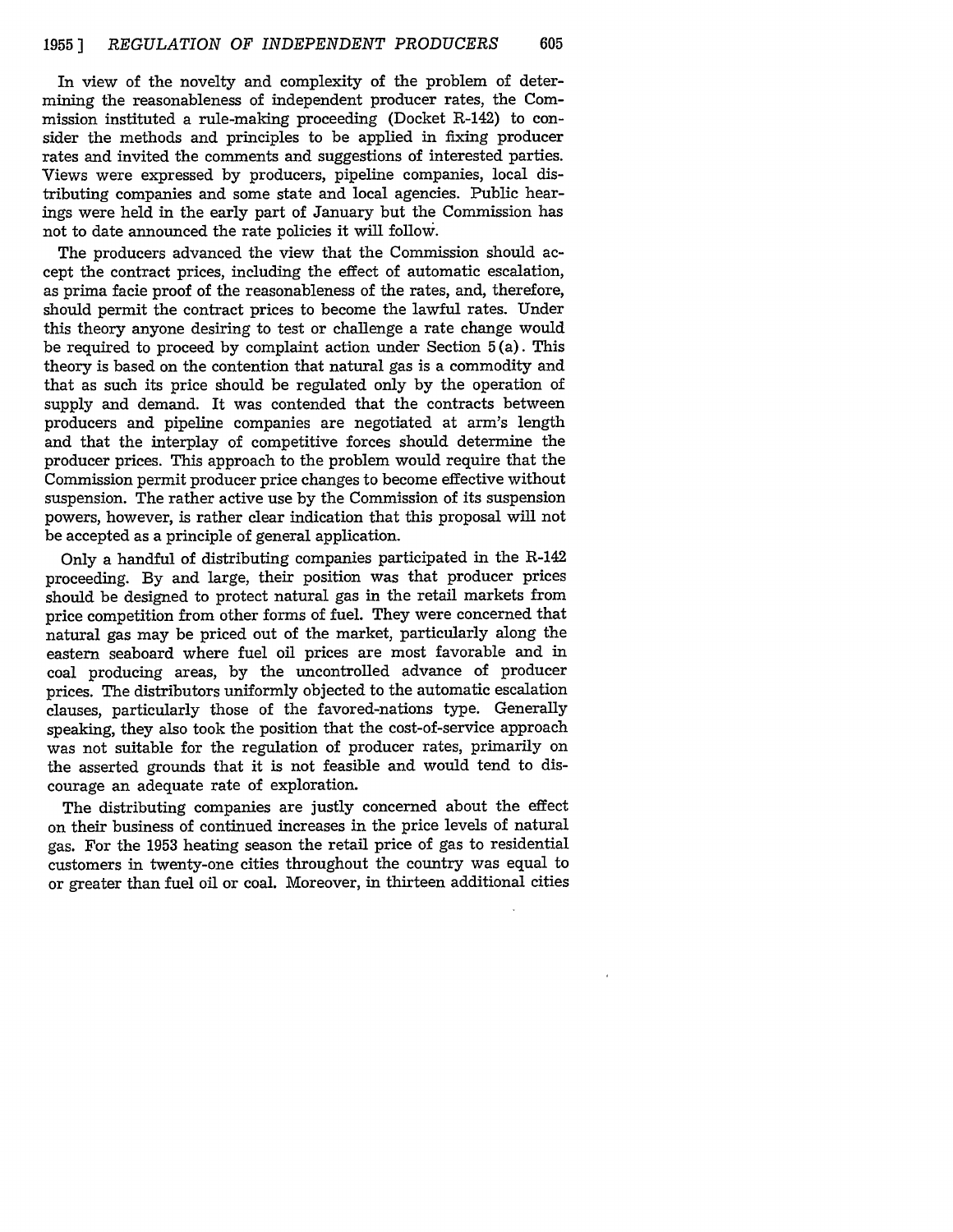In view of the novelty and complexity of the problem of determining the reasonableness of independent producer rates, the Commission instituted a rule-making proceeding (Docket R-142) to consider the methods and principles to be applied in fixing producer rates and invited the comments and suggestions of interested parties. Views were expressed by producers, pipeline companies, local distributing companies and some state and local agencies. Public hearings were held in the early part of January but the Commission has not to date announced the rate policies it will follow.

The producers advanced the view that the Commission should accept the contract prices, including the effect of automatic escalation, as prima facie proof of the reasonableness of the rates, and, therefore, should permit the contract prices to become the lawful rates. Under this theory anyone desiring to test or challenge a rate change would be required to proceed by complaint action under Section 5(a). This theory is based on the contention that natural gas is a commodity and that as such its price should be regulated only by the operation of supply and demand. It was contended that the contracts between producers and pipeline companies are negotiated at arm's length and that the interplay of competitive forces should determine the producer prices. This approach to the problem would require that the Commission permit producer price changes to become effective without suspension. The rather active use by the Commission of its suspension powers, however, is rather clear indication that this proposal will not be accepted as a principle of general application.

Only a handful of distributing companies participated in the R-142 proceeding. By and large, their position was that producer prices should be designed to protect natural gas in the retail markets from price competition from other forms of fuel. They were concerned that natural gas may be priced out of the market, particularly along the eastern seaboard where fuel oil prices are most favorable and in coal producing areas, by the uncontrolled advance of producer prices. The distributors uniformly objected to the automatic escalation clauses, particularly those of the favored-nations type. Generally speaking, they also took the position that the cost-of-service approach was not suitable for the regulation of producer rates, primarily on the asserted grounds that it is not feasible and would tend to discourage an adequate rate of exploration.

The distributing companies are justly concerned about the effect on their business of continued increases in the price levels of natural gas. For the 1953 heating season the retail price of gas to residential customers in twenty-one cities throughout the country was equal to or greater than fuel oil or coal. Moreover, in thirteen additional cities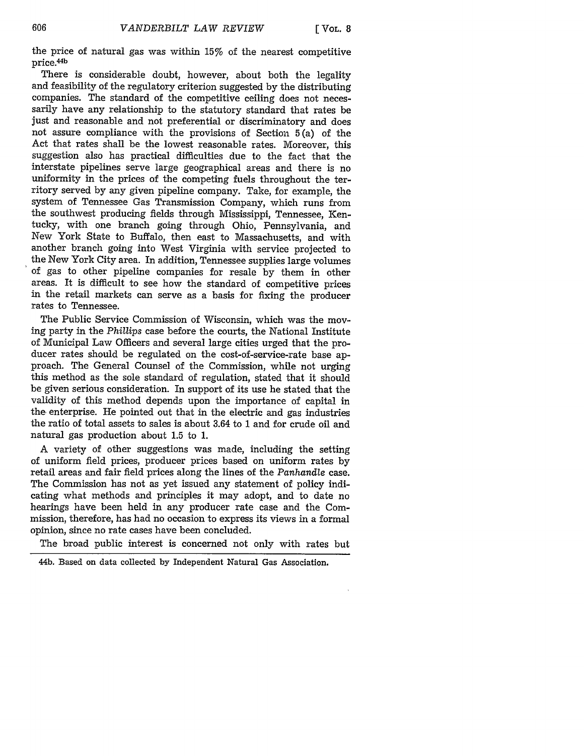the price of natural gas was within 15% of the nearest competitive price.[44b]

There is considerable doubt, however, about both the legality and feasibility of the regulatory criterion suggested by the distributing companies. The standard of the competitive ceiling does not necessarily have any relationship to the statutory standard that rates be just and reasonable and not preferential or discriminatory and does not assure compliance with the provisions of Section 5(a) of the Act that rates shall be the lowest reasonable rates. Moreover, this suggestion also has practical difficulties due to the fact that the interstate pipelines serve large geographical areas and there is no uniformity in the prices of the competing fuels throughout the territory served by any given pipeline company. Take, for example, the system of Tennessee Gas Transmission Company, which runs from the southwest producing fields through Mississippi, Tennessee, Kentucky, with one branch going through Ohio, Pennsylvania, and New York State to Buffalo, then east to Massachusetts, and with another branch going into West Virginia with service projected to the New York City area. In addition, Tennessee supplies large volumes of gas to other pipeline companies for resale by them in other areas. It is difficult to see how the standard of competitive prices in the retail markets can serve as a basis for fixing the producer rates to Tennessee.

The Public Service Commission of Wisconsin, which was the moving party in the *Phillips* case before the courts, the National Institute of Municipal Law Officers and several large cities urged that the producer rates should be regulated on the cost-of-service-rate base approach. The General Counsel of the Commission, while not urging this method as the sole standard of regulation, stated that it should be given serious consideration. In support of its use he stated that the validity of this method depends upon the importance of capital in the enterprise. He pointed out that in the electric and gas industries the ratio of total assets to sales is about 3.64 to 1 and for crude oil and natural gas production about 1.5 to 1.

A variety of other suggestions was made, including the setting of uniform field prices, producer prices based on uniform rates by retail areas and fair field prices along the lines of the *Panhandle* case. The Commission has not as yet issued any statement of policy indicating what methods and principles it may adopt, and to date no hearings have been held in any producer rate case and the Commission, therefore, has had no occasion to express its views in a formal opinion, since no rate cases have been concluded.

The broad public interest is concerned not only with rates but

44b. Based on data collected by Independent Natural Gas Association.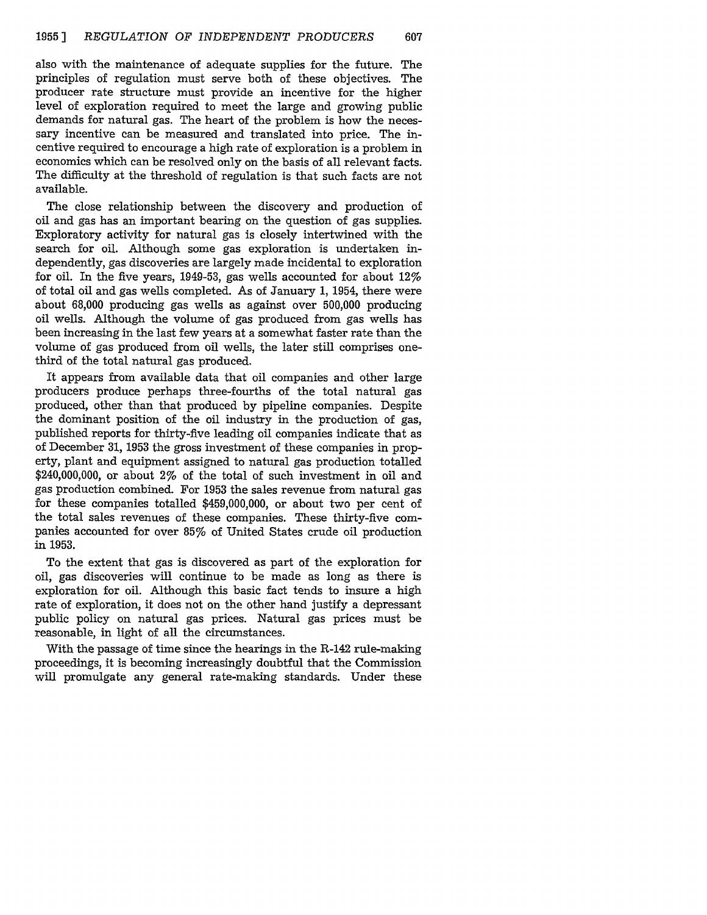also with the maintenance of adequate supplies for the future. The principles of regulation must serve both of these objectives. The producer rate structure must provide an incentive for the higher level of exploration required to meet the large and growing public demands for natural gas. The heart of the problem is how the necessary incentive can be measured and translated into price. The incentive required to encourage a high rate of exploration is a problem in economics which can be resolved only on the basis of all relevant facts. The difficulty at the threshold of regulation is that such facts are not available.

The close relationship between the discovery and production of oil and gas has an important bearing on the question of gas supplies. Exploratory activity for natural gas is closely intertwined with the search for oil. Although some gas exploration is undertaken independently, gas discoveries are largely made incidental to exploration for oil. In the five years, 1949-53, gas wells accounted for about 12% of total oil and gas wells completed. As of January 1, 1954, there were about 68,000 producing gas wells as against over 500,000 producing oil wells. Although the volume of gas produced from gas wells has been increasing in the last few years at a somewhat faster rate than the volume of gas produced from oil wells, the later still comprises one-third of the total natural gas produced.

It appears from available data that oil companies and other large producers produce perhaps three-fourths of the total natural gas produced, other than that produced by pipeline companies. Despite the dominant position of the oil industry in the production of gas, published reports for thirty-five leading oil companies indicate that as of December 31, 1953 the gross investment of these companies in property, plant and equipment assigned to natural gas production totalled $240,000,000, or about 2% of the total of such investment in oil and gas production combined. For 1953 the sales revenue from natural gas for these companies totalled $459,000,000, or about two per cent of the total sales revenues of these companies. These thirty-five companies accounted for over 85% of United States crude oil production in 1953.

To the extent that gas is discovered as part of the exploration for oil, gas discoveries will continue to be made as long as there is exploration for oil. Although this basic fact tends to insure a high rate of exploration, it does not on the other hand justify a depressant public policy on natural gas prices. Natural gas prices must be reasonable, in light of all the circumstances.

With the passage of time since the hearings in the R-142 rule-making proceedings, it is becoming increasingly doubtful that the Commission will promulgate any general rate-making standards. Under these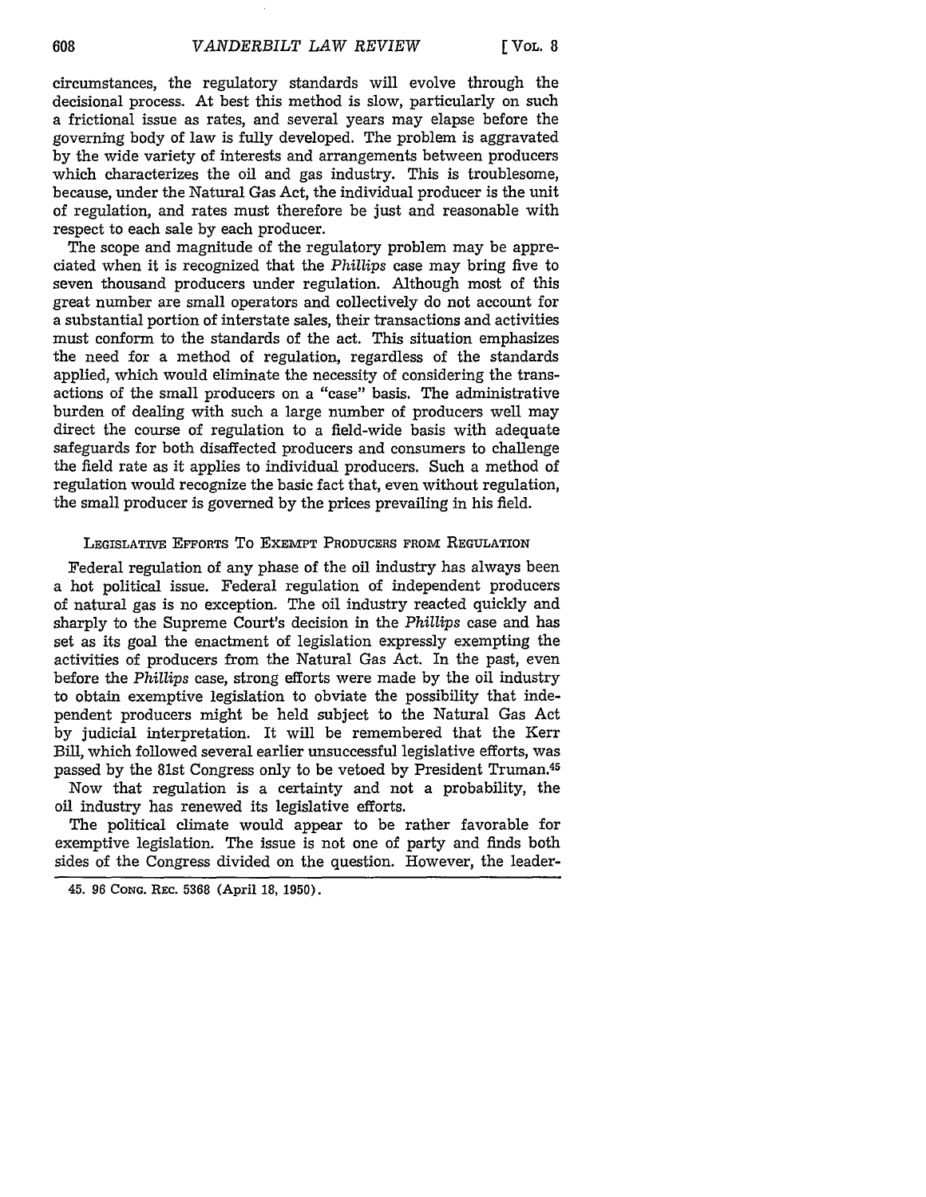circumstances, the regulatory standards will evolve through the decisional process. At best this method is slow, particularly on such a frictional issue as rates, and several years may elapse before the governing body of law is fully developed. The problem is aggravated by the wide variety of interests and arrangements between producers which characterizes the oil and gas industry. This is troublesome, because, under the Natural Gas Act, the individual producer is the unit of regulation, and rates must therefore be just and reasonable with respect to each sale by each producer.

The scope and magnitude of the regulatory problem may be appreciated when it is recognized that the *Phillips* case may bring five to seven thousand producers under regulation. Although most of this great number are small operators and collectively do not account for a substantial portion of interstate sales, their transactions and activities must conform to the standards of the act. This situation emphasizes the need for a method of regulation, regardless of the standards applied, which would eliminate the necessity of considering the transactions of the small producers on a "case" basis. The administrative burden of dealing with such a large number of producers well may direct the course of regulation to a field-wide basis with adequate safeguards for both disaffected producers and consumers to challenge the field rate as it applies to individual producers. Such a method of regulation would recognize the basic fact that, even without regulation, the small producer is governed by the prices prevailing in his field.

## Legislative Efforts To Exempt Producers from Regulation

Federal regulation of any phase of the oil industry has always been a hot political issue. Federal regulation of independent producers of natural gas is no exception. The oil industry reacted quickly and sharply to the Supreme Court's decision in the *Phillips* case and has set as its goal the enactment of legislation expressly exempting the activities of producers from the Natural Gas Act. In the past, even before the *Phillips* case, strong efforts were made by the oil industry to obtain exemptive legislation to obviate the possibility that independent producers might be held subject to the Natural Gas Act by judicial interpretation. It will be remembered that the Kerr Bill, which followed several earlier unsuccessful legislative efforts, was passed by the 81st Congress only to be vetoed by President Truman.[45]

Now that regulation is a certainty and not a probability, the oil industry has renewed its legislative efforts.

The political climate would appear to be rather favorable for exemptive legislation. The issue is not one of party and finds both sides of the Congress divided on the question. However, the leader-

45. 96 Cong. Rec. 5368 (April 18, 1950).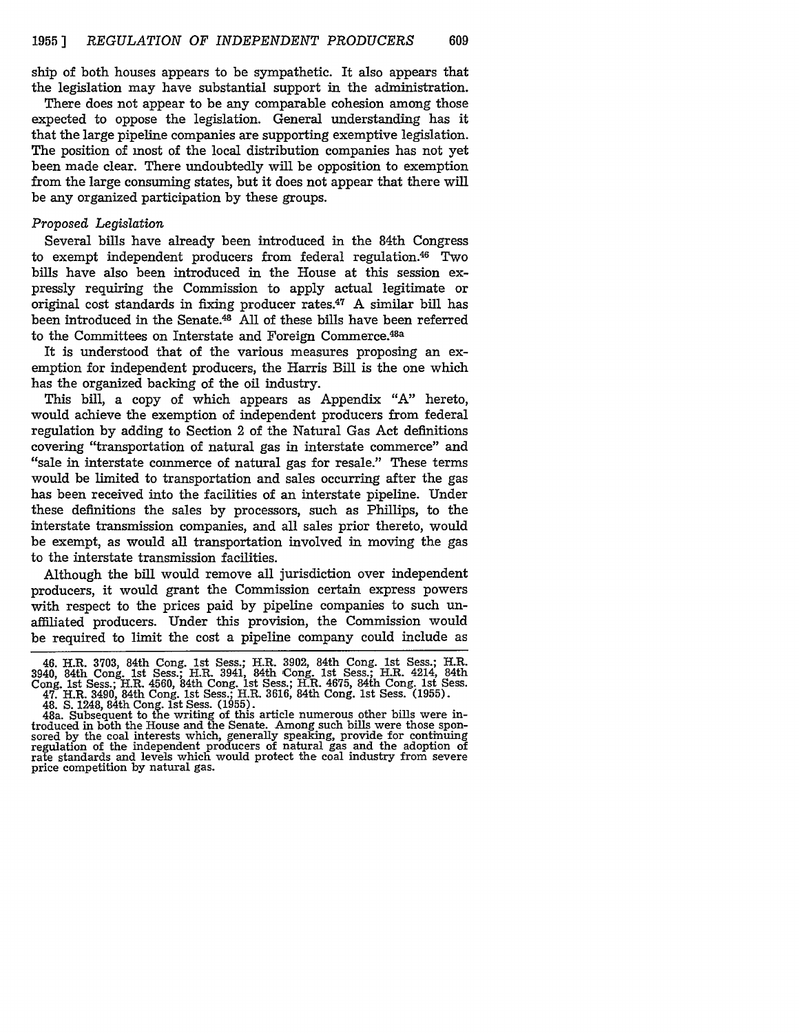ship of both houses appears to be sympathetic. It also appears that the legislation may have substantial support in the administration.

There does not appear to be any comparable cohesion among those expected to oppose the legislation. General understanding has it that the large pipeline companies are supporting exemptive legislation. The position of most of the local distribution companies has not yet been made clear. There undoubtedly will be opposition to exemption from the large consuming states, but it does not appear that there will be any organized participation by these groups.

*Proposed Legislation*

Several bills have already been introduced in the 84th Congress to exempt independent producers from federal regulation.[46] Two bills have also been introduced in the House at this session expressly requiring the Commission to apply actual legitimate or original cost standards in fixing producer rates.[47] A similar bill has been introduced in the Senate.[48] All of these bills have been referred to the Committees on Interstate and Foreign Commerce.[48a]

It is understood that of the various measures proposing an exemption for independent producers, the Harris Bill is the one which has the organized backing of the oil industry.

This bill, a copy of which appears as Appendix "A" hereto, would achieve the exemption of independent producers from federal regulation by adding to Section 2 of the Natural Gas Act definitions covering "transportation of natural gas in interstate commerce" and "sale in interstate commerce of natural gas for resale." These terms would be limited to transportation and sales occurring after the gas has been received into the facilities of an interstate pipeline. Under these definitions the sales by processors, such as Phillips, to the interstate transmission companies, and all sales prior thereto, would be exempt, as would all transportation involved in moving the gas to the interstate transmission facilities.

Although the bill would remove all jurisdiction over independent producers, it would grant the Commission certain express powers with respect to the prices paid by pipeline companies to such unaffiliated producers. Under this provision, the Commission would be required to limit the cost a pipeline company could include as

---

46. H.R. 3703, 84th Cong. 1st Sess.; H.R. 3902, 84th Cong. 1st Sess.; H.R. 3940, 84th Cong. 1st Sess.; H.R. 3941, 84th Cong. 1st Sess.; H.R. 4214, 84th Cong. 1st Sess.; H.R. 4560, 84th Cong. 1st Sess.; H.R. 4675, 84th Cong. 1st Sess.

47. H.R. 3490, 84th Cong. 1st Sess.; H.R. 3616, 84th Cong. 1st Sess. (1955).

48. S. 1248, 84th Cong. 1st Sess. (1955).

48a. Subsequent to the writing of this article numerous other bills were introduced in both the House and the Senate. Among such bills were those sponsored by the coal interests which, generally speaking, provide for continuing regulation of the independent producers of natural gas and the adoption of rate standards and levels which would protect the coal industry from severe price competition by natural gas.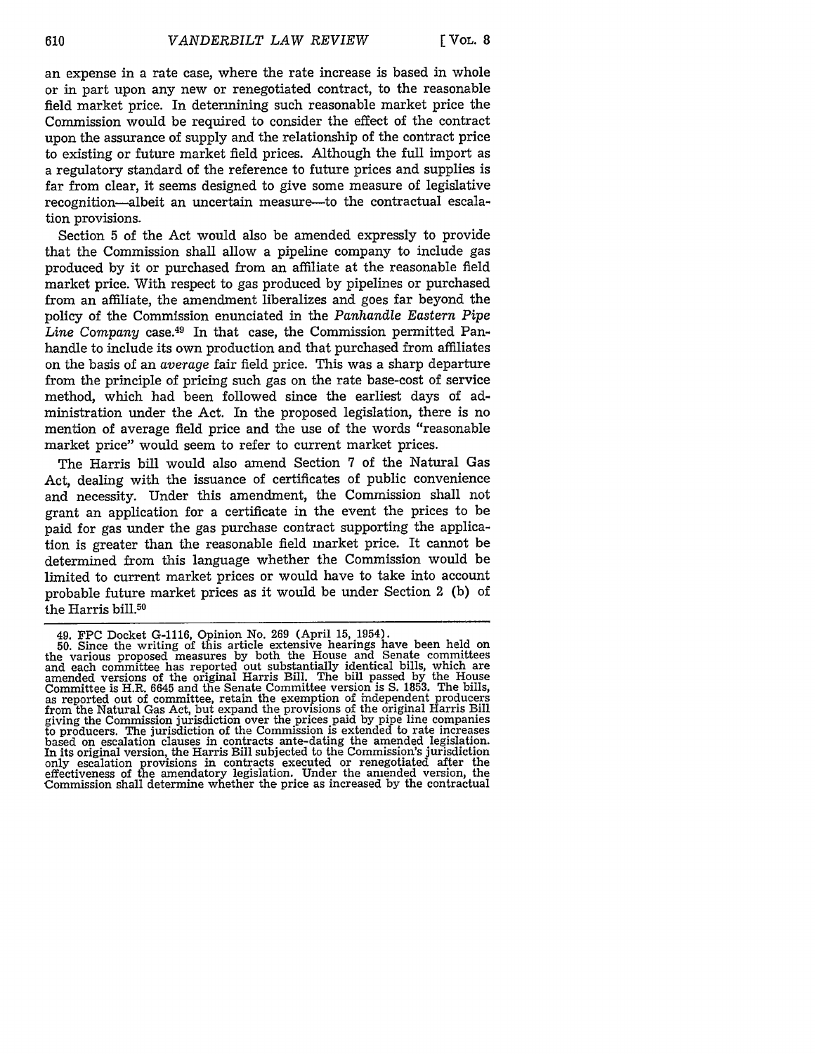an expense in a rate case, where the rate increase is based in whole or in part upon any new or renegotiated contract, to the reasonable field market price. In determining such reasonable market price the Commission would be required to consider the effect of the contract upon the assurance of supply and the relationship of the contract price to existing or future market field prices. Although the full import as a regulatory standard of the reference to future prices and supplies is far from clear, it seems designed to give some measure of legislative recognition—albeit an uncertain measure—to the contractual escalation provisions.

Section 5 of the Act would also be amended expressly to provide that the Commission shall allow a pipeline company to include gas produced by it or purchased from an affiliate at the reasonable field market price. With respect to gas produced by pipelines or purchased from an affiliate, the amendment liberalizes and goes far beyond the policy of the Commission enunciated in the *Panhandle Eastern Pipe Line Company* case.[49] In that case, the Commission permitted Panhandle to include its own production and that purchased from affiliates on the basis of an *average* fair field price. This was a sharp departure from the principle of pricing such gas on the rate base-cost of service method, which had been followed since the earliest days of administration under the Act. In the proposed legislation, there is no mention of average field price and the use of the words "reasonable market price" would seem to refer to current market prices.

The Harris bill would also amend Section 7 of the Natural Gas Act, dealing with the issuance of certificates of public convenience and necessity. Under this amendment, the Commission shall not grant an application for a certificate in the event the prices to be paid for gas under the gas purchase contract supporting the application is greater than the reasonable field market price. It cannot be determined from this language whether the Commission would be limited to current market prices or would have to take into account probable future market prices as it would be under Section 2 (b) of the Harris bill.[50]

---

49. FPC Docket G-1116, Opinion No. 269 (April 15, 1954).

50. Since the writing of this article extensive hearings have been held on the various proposed measures by both the House and Senate committees and each committee has reported out substantially identical bills, which are amended versions of the original Harris Bill. The bill passed by the House Committee is H.R. 6645 and the Senate Committee version is S. 1853. The bills, as reported out of committee, retain the exemption of independent producers from the Natural Gas Act, but expand the provisions of the original Harris Bill giving the Commission jurisdiction over the prices paid by pipe line companies to producers. The jurisdiction of the Commission is extended to rate increases based on escalation clauses in contracts ante-dating the amended legislation. In its original version, the Harris Bill subjected to the Commission's jurisdiction only escalation provisions in contracts executed or renegotiated after the effectiveness of the amendatory legislation. Under the amended version, the Commission shall determine whether the price as increased by the contractual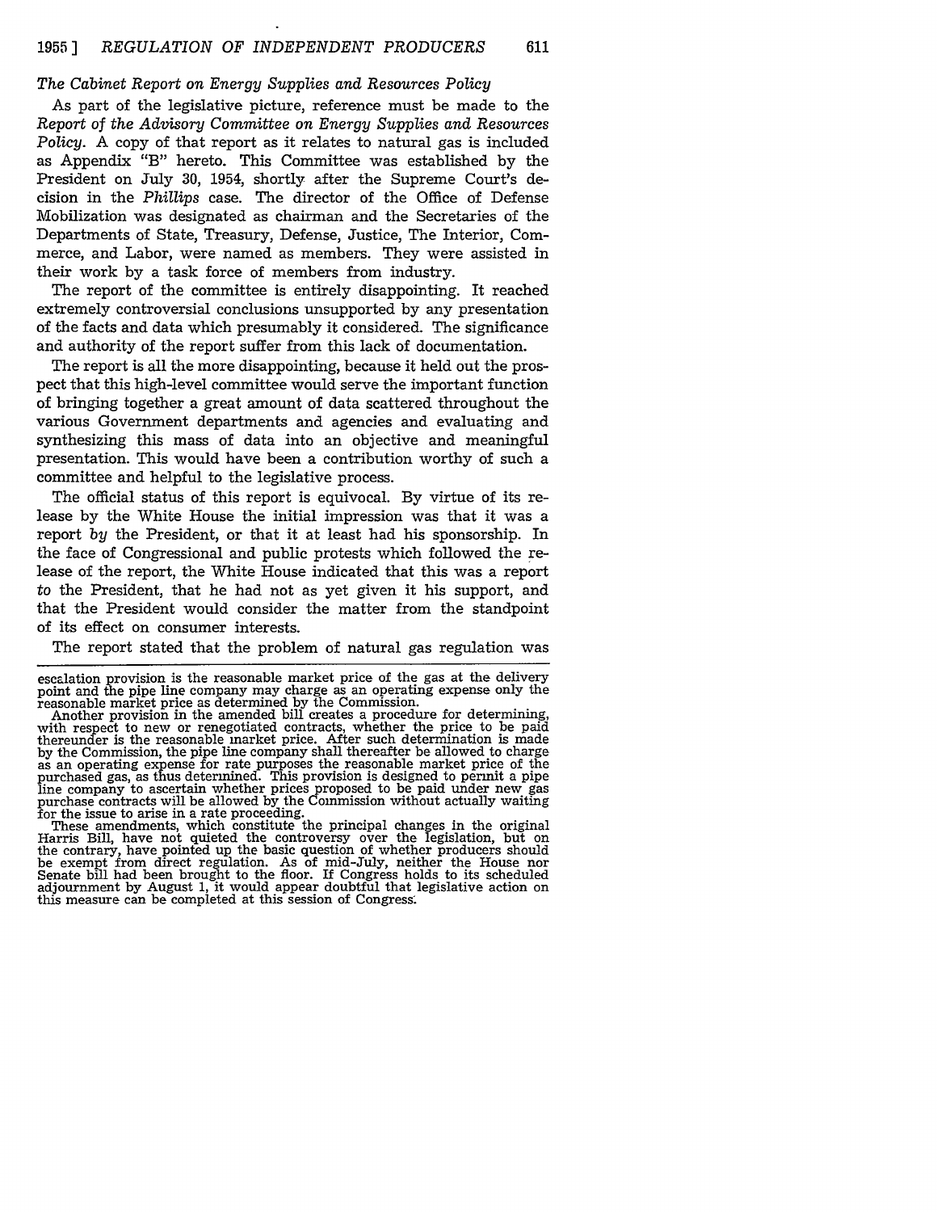*The Cabinet Report on Energy Supplies and Resources Policy*

As part of the legislative picture, reference must be made to the *Report of the Advisory Committee on Energy Supplies and Resources Policy*. A copy of that report as it relates to natural gas is included as Appendix "B" hereto. This Committee was established by the President on July 30, 1954, shortly after the Supreme Court's decision in the *Phillips* case. The director of the Office of Defense Mobilization was designated as chairman and the Secretaries of the Departments of State, Treasury, Defense, Justice, The Interior, Commerce, and Labor, were named as members. They were assisted in their work by a task force of members from industry.

The report of the committee is entirely disappointing. It reached extremely controversial conclusions unsupported by any presentation of the facts and data which presumably it considered. The significance and authority of the report suffer from this lack of documentation.

The report is all the more disappointing, because it held out the prospect that this high-level committee would serve the important function of bringing together a great amount of data scattered throughout the various Government departments and agencies and evaluating and synthesizing this mass of data into an objective and meaningful presentation. This would have been a contribution worthy of such a committee and helpful to the legislative process.

The official status of this report is equivocal. By virtue of its release by the White House the initial impression was that it was a report *by* the President, or that it at least had his sponsorship. In the face of Congressional and public protests which followed the release of the report, the White House indicated that this was a report *to* the President, that he had not as yet given it his support, and that the President would consider the matter from the standpoint of its effect on consumer interests.

The report stated that the problem of natural gas regulation was

---

escalation provision is the reasonable market price of the gas at the delivery point and the pipe line company may charge as an operating expense only the reasonable market price as determined by the Commission.

Another provision in the amended bill creates a procedure for determining, with respect to new or renegotiated contracts, whether the price to be paid thereunder is the reasonable market price. After such determination is made by the Commission, the pipe line company shall thereafter be allowed to charge as an operating expense for rate purposes the reasonable market price of the purchased gas, as thus determined. This provision is designed to permit a pipe line company to ascertain whether prices proposed to be paid under new gas purchase contracts will be allowed by the Commission without actually waiting for the issue to arise in a rate proceeding.

These amendments, which constitute the principal changes in the original Harris Bill, have not quieted the controversy over the legislation, but on the contrary, have pointed up the basic question of whether producers should be exempt from direct regulation. As of mid-July, neither the House nor Senate bill had been brought to the floor. If Congress holds to its scheduled adjournment by August 1, it would appear doubtful that legislative action on this measure can be completed at this session of Congress.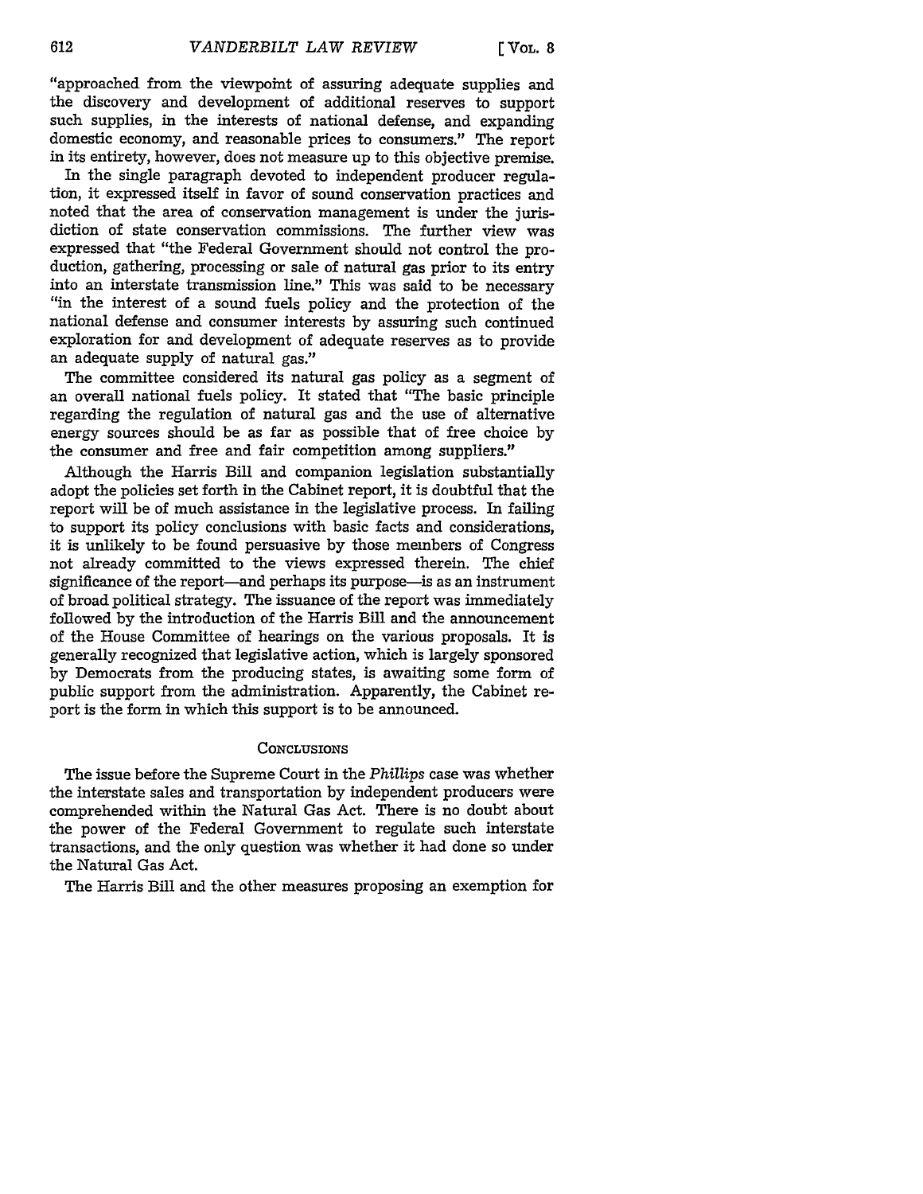"approached from the viewpoint of assuring adequate supplies and the discovery and development of additional reserves to support such supplies, in the interests of national defense, and expanding domestic economy, and reasonable prices to consumers." The report in its entirety, however, does not measure up to this objective premise.

In the single paragraph devoted to independent producer regulation, it expressed itself in favor of sound conservation practices and noted that the area of conservation management is under the jurisdiction of state conservation commissions. The further view was expressed that "the Federal Government should not control the production, gathering, processing or sale of natural gas prior to its entry into an interstate transmission line." This was said to be necessary "in the interest of a sound fuels policy and the protection of the national defense and consumer interests by assuring such continued exploration for and development of adequate reserves as to provide an adequate supply of natural gas."

The committee considered its natural gas policy as a segment of an overall national fuels policy. It stated that "The basic principle regarding the regulation of natural gas and the use of alternative energy sources should be as far as possible that of free choice by the consumer and free and fair competition among suppliers."

Although the Harris Bill and companion legislation substantially adopt the policies set forth in the Cabinet report, it is doubtful that the report will be of much assistance in the legislative process. In failing to support its policy conclusions with basic facts and considerations, it is unlikely to be found persuasive by those members of Congress not already committed to the views expressed therein. The chief significance of the report—and perhaps its purpose—is as an instrument of broad political strategy. The issuance of the report was immediately followed by the introduction of the Harris Bill and the announcement of the House Committee of hearings on the various proposals. It is generally recognized that legislative action, which is largely sponsored by Democrats from the producing states, is awaiting some form of public support from the administration. Apparently, the Cabinet report is the form in which this support is to be announced.

## Conclusions

The issue before the Supreme Court in the *Phillips* case was whether the interstate sales and transportation by independent producers were comprehended within the Natural Gas Act. There is no doubt about the power of the Federal Government to regulate such interstate transactions, and the only question was whether it had done so under the Natural Gas Act.

The Harris Bill and the other measures proposing an exemption for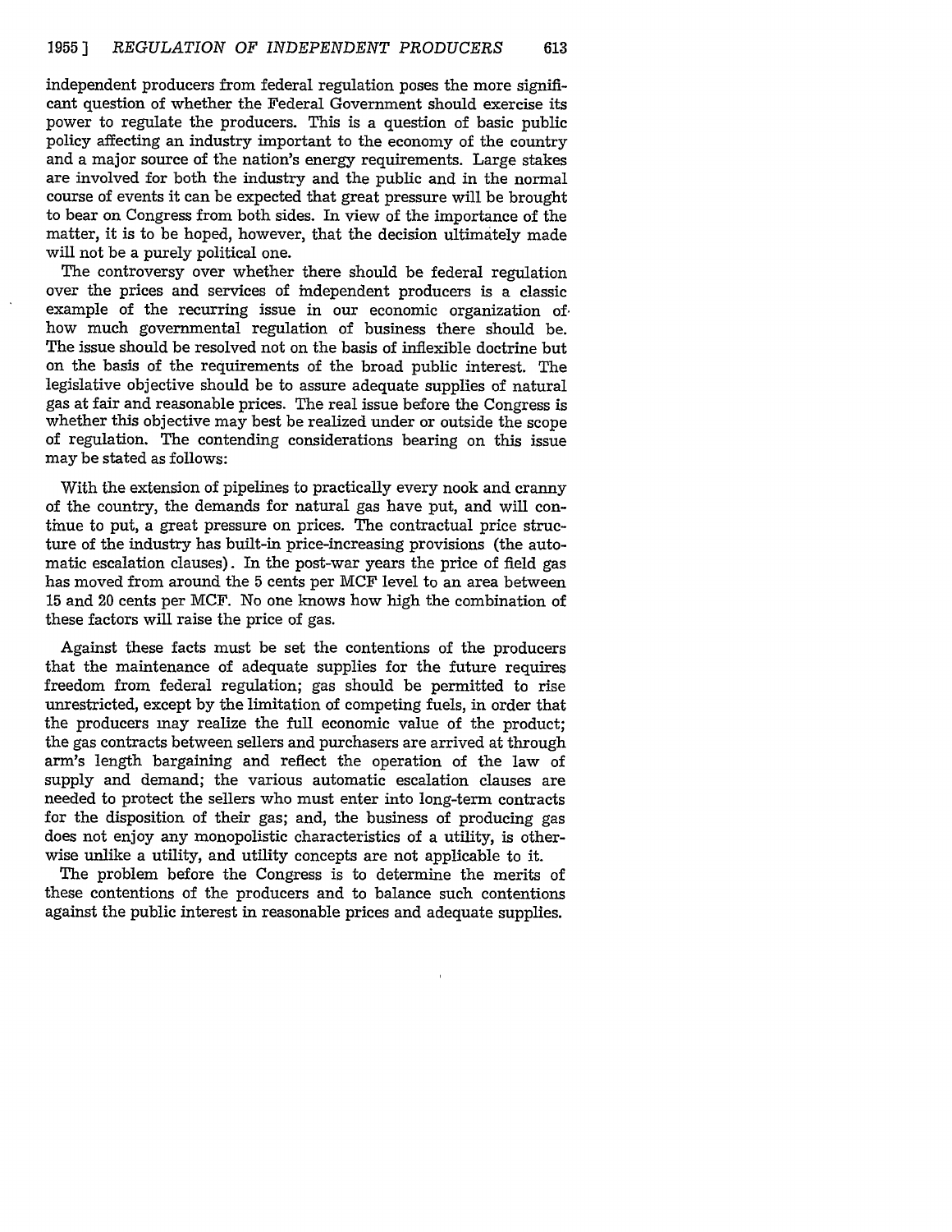independent producers from federal regulation poses the more significant question of whether the Federal Government should exercise its power to regulate the producers. This is a question of basic public policy affecting an industry important to the economy of the country and a major source of the nation's energy requirements. Large stakes are involved for both the industry and the public and in the normal course of events it can be expected that great pressure will be brought to bear on Congress from both sides. In view of the importance of the matter, it is to be hoped, however, that the decision ultimately made will not be a purely political one.

The controversy over whether there should be federal regulation over the prices and services of independent producers is a classic example of the recurring issue in our economic organization of how much governmental regulation of business there should be. The issue should be resolved not on the basis of inflexible doctrine but on the basis of the requirements of the broad public interest. The legislative objective should be to assure adequate supplies of natural gas at fair and reasonable prices. The real issue before the Congress is whether this objective may best be realized under or outside the scope of regulation. The contending considerations bearing on this issue may be stated as follows:

With the extension of pipelines to practically every nook and cranny of the country, the demands for natural gas have put, and will continue to put, a great pressure on prices. The contractual price structure of the industry has built-in price-increasing provisions (the automatic escalation clauses). In the post-war years the price of field gas has moved from around the 5 cents per MCF level to an area between 15 and 20 cents per MCF. No one knows how high the combination of these factors will raise the price of gas.

Against these facts must be set the contentions of the producers that the maintenance of adequate supplies for the future requires freedom from federal regulation; gas should be permitted to rise unrestricted, except by the limitation of competing fuels, in order that the producers may realize the full economic value of the product; the gas contracts between sellers and purchasers are arrived at through arm's length bargaining and reflect the operation of the law of supply and demand; the various automatic escalation clauses are needed to protect the sellers who must enter into long-term contracts for the disposition of their gas; and, the business of producing gas does not enjoy any monopolistic characteristics of a utility, is otherwise unlike a utility, and utility concepts are not applicable to it.

The problem before the Congress is to determine the merits of these contentions of the producers and to balance such contentions against the public interest in reasonable prices and adequate supplies.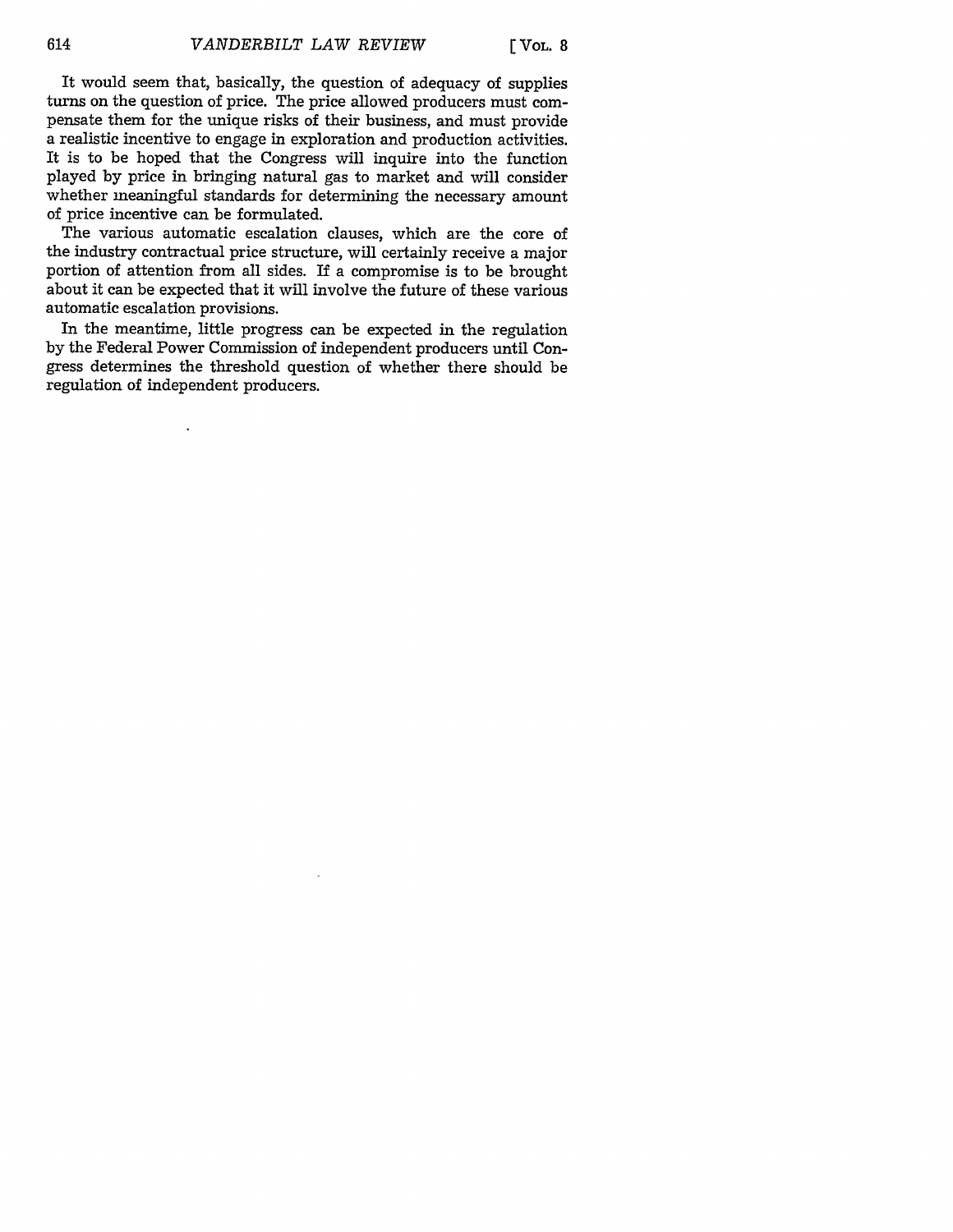It would seem that, basically, the question of adequacy of supplies turns on the question of price. The price allowed producers must compensate them for the unique risks of their business, and must provide a realistic incentive to engage in exploration and production activities. It is to be hoped that the Congress will inquire into the function played by price in bringing natural gas to market and will consider whether meaningful standards for determining the necessary amount of price incentive can be formulated.

The various automatic escalation clauses, which are the core of the industry contractual price structure, will certainly receive a major portion of attention from all sides. If a compromise is to be brought about it can be expected that it will involve the future of these various automatic escalation provisions.

In the meantime, little progress can be expected in the regulation by the Federal Power Commission of independent producers until Congress determines the threshold question of whether there should be regulation of independent producers.